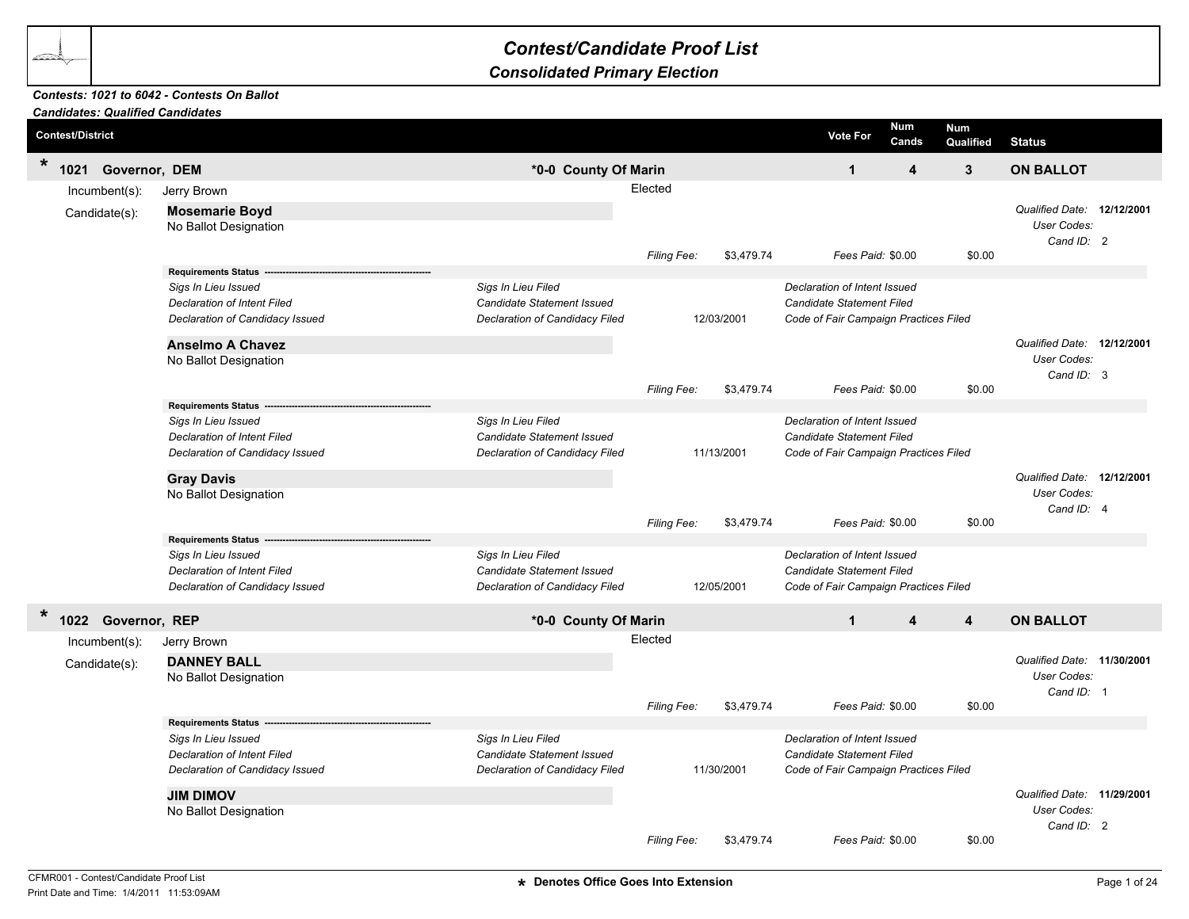# Contest/Candidate Proof List

## Consolidated Primary Election

***Contests: 1021 to 6042 - Contests On Ballot***
***Candidates: Qualified Candidates***

| Contest/District | | Vote For | Num Cands | Num Qualified | Status |
|---|---|---|---|---|---|
| * 1021 Governor, DEM | *0-0 County Of Marin | 1 | 4 | 3 | ON BALLOT |

Incumbent(s): Jerry Brown — Elected

Candidate(s):

**Mosemarie Boyd**
No Ballot Designation
*Qualified Date:* **12/12/2001**
*User Codes:*
*Cand ID:* 2
*Filing Fee:* $3,479.74 *Fees Paid:* $0.00 $0.00

**Requirements Status**

| | | |
|---|---|---|
| *Sigs In Lieu Issued* | *Sigs In Lieu Filed* | *Declaration of Intent Issued* |
| *Declaration of Intent Filed* | *Candidate Statement Issued* | *Candidate Statement Filed* |
| *Declaration of Candidacy Issued* | *Declaration of Candidacy Filed* 12/03/2001 | *Code of Fair Campaign Practices Filed* |

**Anselmo A Chavez**
No Ballot Designation
*Qualified Date:* **12/12/2001**
*User Codes:*
*Cand ID:* 3
*Filing Fee:* $3,479.74 *Fees Paid:* $0.00 $0.00

**Requirements Status**

| | | |
|---|---|---|
| *Sigs In Lieu Issued* | *Sigs In Lieu Filed* | *Declaration of Intent Issued* |
| *Declaration of Intent Filed* | *Candidate Statement Issued* | *Candidate Statement Filed* |
| *Declaration of Candidacy Issued* | *Declaration of Candidacy Filed* 11/13/2001 | *Code of Fair Campaign Practices Filed* |

**Gray Davis**
No Ballot Designation
*Qualified Date:* **12/12/2001**
*User Codes:*
*Cand ID:* 4
*Filing Fee:* $3,479.74 *Fees Paid:* $0.00 $0.00

**Requirements Status**

| | | |
|---|---|---|
| *Sigs In Lieu Issued* | *Sigs In Lieu Filed* | *Declaration of Intent Issued* |
| *Declaration of Intent Filed* | *Candidate Statement Issued* | *Candidate Statement Filed* |
| *Declaration of Candidacy Issued* | *Declaration of Candidacy Filed* 12/05/2001 | *Code of Fair Campaign Practices Filed* |

| Contest/District | | Vote For | Num Cands | Num Qualified | Status |
|---|---|---|---|---|---|
| * 1022 Governor, REP | *0-0 County Of Marin | 1 | 4 | 4 | ON BALLOT |

Incumbent(s): Jerry Brown — Elected

Candidate(s):

**DANNEY BALL**
No Ballot Designation
*Qualified Date:* **11/30/2001**
*User Codes:*
*Cand ID:* 1
*Filing Fee:* $3,479.74 *Fees Paid:* $0.00 $0.00

**Requirements Status**

| | | |
|---|---|---|
| *Sigs In Lieu Issued* | *Sigs In Lieu Filed* | *Declaration of Intent Issued* |
| *Declaration of Intent Filed* | *Candidate Statement Issued* | *Candidate Statement Filed* |
| *Declaration of Candidacy Issued* | *Declaration of Candidacy Filed* 11/30/2001 | *Code of Fair Campaign Practices Filed* |

**JIM DIMOV**
No Ballot Designation
*Qualified Date:* **11/29/2001**
*User Codes:*
*Cand ID:* 2
*Filing Fee:* $3,479.74 *Fees Paid:* $0.00 $0.00

CFMR001 - Contest/Candidate Proof List
Print Date and Time: 1/4/2011 11:53:09AM

**\* Denotes Office Goes Into Extension**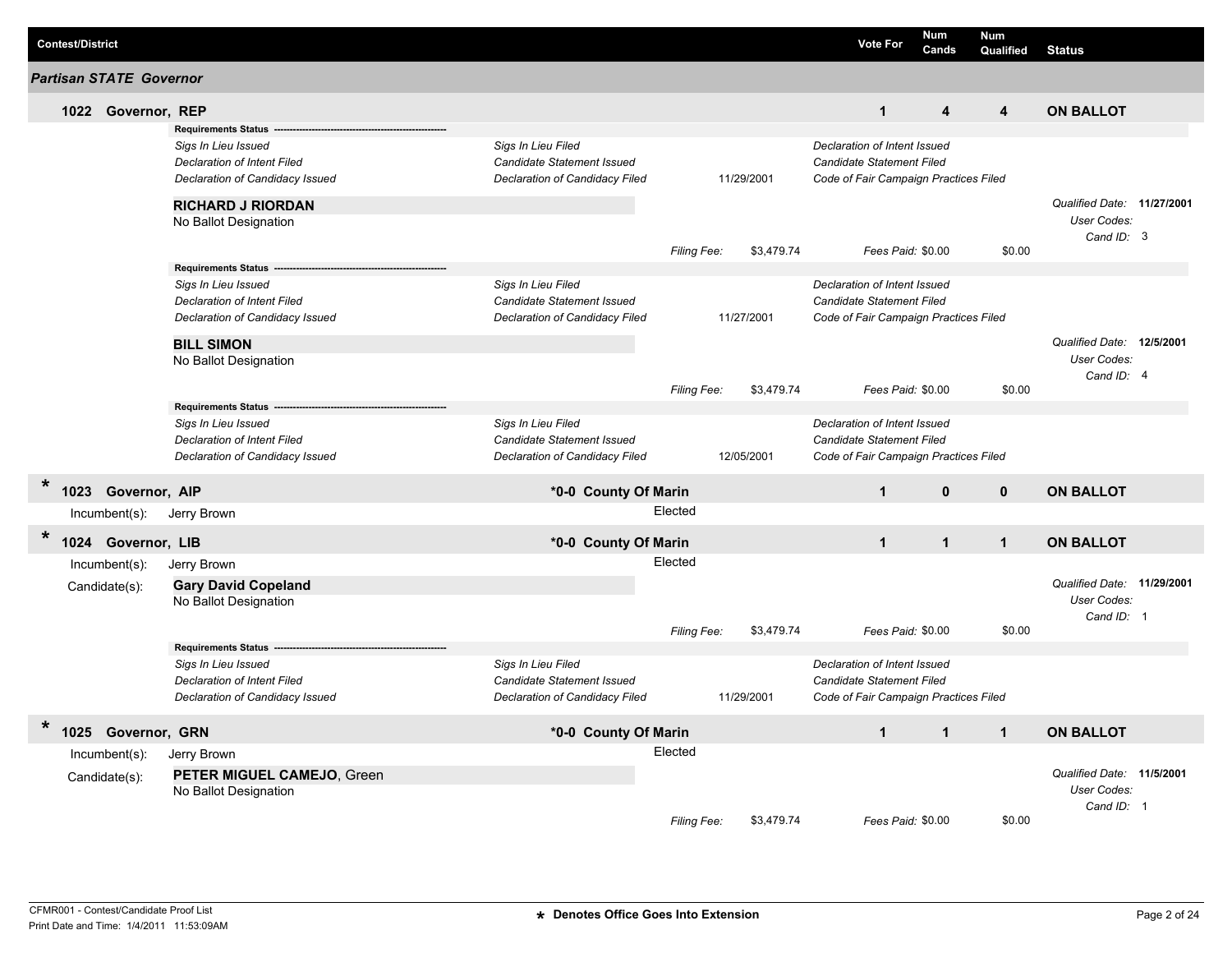| Contest/District | | | Vote For | Num Cands | Num Qualified | Status |
|---|---|---|---|---|---|---|

## Partisan STATE Governor

### 1022 Governor, REP

| Vote For | Num Cands | Num Qualified | Status |
|---|---|---|---|
| 1 | 4 | 4 | ON BALLOT |

**Requirements Status** ---

| | | | |
|---|---|---|---|
| *Sigs In Lieu Issued* | *Sigs In Lieu Filed* | | *Declaration of Intent Issued* |
| *Declaration of Intent Filed* | *Candidate Statement Issued* | | *Candidate Statement Filed* |
| *Declaration of Candidacy Issued* | *Declaration of Candidacy Filed* | 11/29/2001 | *Code of Fair Campaign Practices Filed* |

**RICHARD J RIORDAN**
No Ballot Designation

*Qualified Date:* **11/27/2001**
*User Codes:*
*Cand ID:* 3

*Filing Fee:* $3,479.74 *Fees Paid:* $0.00 $0.00

**Requirements Status** ---

| | | | |
|---|---|---|---|
| *Sigs In Lieu Issued* | *Sigs In Lieu Filed* | | *Declaration of Intent Issued* |
| *Declaration of Intent Filed* | *Candidate Statement Issued* | | *Candidate Statement Filed* |
| *Declaration of Candidacy Issued* | *Declaration of Candidacy Filed* | 11/27/2001 | *Code of Fair Campaign Practices Filed* |

**BILL SIMON**
No Ballot Designation

*Qualified Date:* **12/5/2001**
*User Codes:*
*Cand ID:* 4

*Filing Fee:* $3,479.74 *Fees Paid:* $0.00 $0.00

**Requirements Status** ---

| | | | |
|---|---|---|---|
| *Sigs In Lieu Issued* | *Sigs In Lieu Filed* | | *Declaration of Intent Issued* |
| *Declaration of Intent Filed* | *Candidate Statement Issued* | | *Candidate Statement Filed* |
| *Declaration of Candidacy Issued* | *Declaration of Candidacy Filed* | 12/05/2001 | *Code of Fair Campaign Practices Filed* |

### * 1023 Governor, AIP — *0-0 County Of Marin

| Vote For | Num Cands | Num Qualified | Status |
|---|---|---|---|
| 1 | 0 | 0 | ON BALLOT |

Incumbent(s): Jerry Brown — Elected

### * 1024 Governor, LIB — *0-0 County Of Marin

| Vote For | Num Cands | Num Qualified | Status |
|---|---|---|---|
| 1 | 1 | 1 | ON BALLOT |

Incumbent(s): Jerry Brown — Elected

Candidate(s): **Gary David Copeland**
No Ballot Designation

*Qualified Date:* **11/29/2001**
*User Codes:*
*Cand ID:* 1

*Filing Fee:* $3,479.74 *Fees Paid:* $0.00 $0.00

**Requirements Status** ---

| | | | |
|---|---|---|---|
| *Sigs In Lieu Issued* | *Sigs In Lieu Filed* | | *Declaration of Intent Issued* |
| *Declaration of Intent Filed* | *Candidate Statement Issued* | | *Candidate Statement Filed* |
| *Declaration of Candidacy Issued* | *Declaration of Candidacy Filed* | 11/29/2001 | *Code of Fair Campaign Practices Filed* |

### * 1025 Governor, GRN — *0-0 County Of Marin

| Vote For | Num Cands | Num Qualified | Status |
|---|---|---|---|
| 1 | 1 | 1 | ON BALLOT |

Incumbent(s): Jerry Brown — Elected

Candidate(s): **PETER MIGUEL CAMEJO**, Green
No Ballot Designation

*Qualified Date:* **11/5/2001**
*User Codes:*
*Cand ID:* 1

*Filing Fee:* $3,479.74 *Fees Paid:* $0.00 $0.00

CFMR001 - Contest/Candidate Proof List
Print Date and Time: 1/4/2011 11:53:09AM

* Denotes Office Goes Into Extension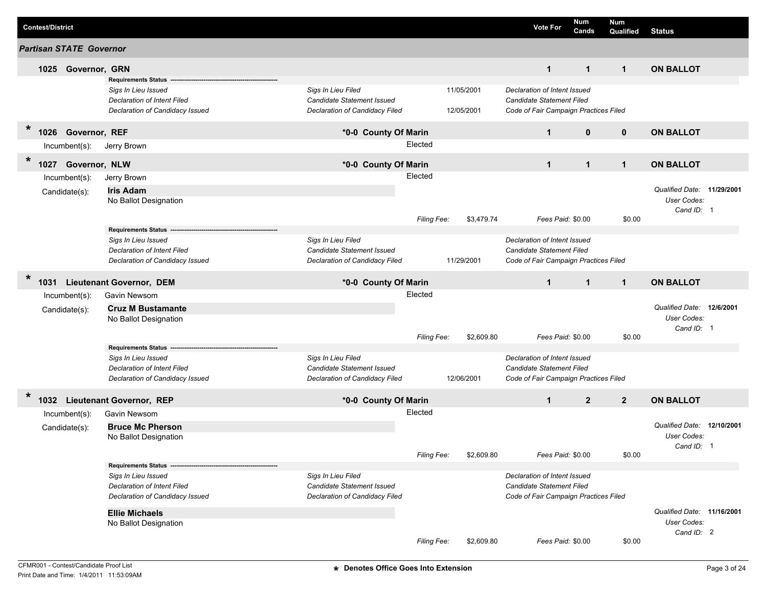| Contest/District | | Vote For | Num Cands | Num Qualified | Status |
|---|---|---|---|---|---|

### Partisan STATE Governor

**1025 Governor, GRN** | Vote For: 1 | Num Cands: 1 | Num Qualified: 1 | **ON BALLOT**

**Requirements Status**

| | | | |
|---|---|---|---|
| *Sigs In Lieu Issued* | *Sigs In Lieu Filed* | 11/05/2001 | *Declaration of Intent Issued* |
| *Declaration of Intent Filed* | *Candidate Statement Issued* | | *Candidate Statement Filed* |
| *Declaration of Candidacy Issued* | *Declaration of Candidacy Filed* | 12/05/2001 | *Code of Fair Campaign Practices Filed* |

\* **1026 Governor, REF** | *0-0 County Of Marin | Vote For: 1 | Num Cands: 0 | Num Qualified: 0 | **ON BALLOT**

Incumbent(s): Jerry Brown — Elected

\* **1027 Governor, NLW** | *0-0 County Of Marin | Vote For: 1 | Num Cands: 1 | Num Qualified: 1 | **ON BALLOT**

Incumbent(s): Jerry Brown — Elected

Candidate(s):

**Iris Adam**
No Ballot Designation

*Qualified Date:* **11/29/2001**
*User Codes:*
*Cand ID:* 1

*Filing Fee:* $3,479.74 *Fees Paid:* $0.00 $0.00

**Requirements Status**

| | | | |
|---|---|---|---|
| *Sigs In Lieu Issued* | *Sigs In Lieu Filed* | | *Declaration of Intent Issued* |
| *Declaration of Intent Filed* | *Candidate Statement Issued* | | *Candidate Statement Filed* |
| *Declaration of Candidacy Issued* | *Declaration of Candidacy Filed* | 11/29/2001 | *Code of Fair Campaign Practices Filed* |

\* **1031 Lieutenant Governor, DEM** | *0-0 County Of Marin | Vote For: 1 | Num Cands: 1 | Num Qualified: 1 | **ON BALLOT**

Incumbent(s): Gavin Newsom — Elected

Candidate(s):

**Cruz M Bustamante**
No Ballot Designation

*Qualified Date:* **12/6/2001**
*User Codes:*
*Cand ID:* 1

*Filing Fee:* $2,609.80 *Fees Paid:* $0.00 $0.00

**Requirements Status**

| | | | |
|---|---|---|---|
| *Sigs In Lieu Issued* | *Sigs In Lieu Filed* | | *Declaration of Intent Issued* |
| *Declaration of Intent Filed* | *Candidate Statement Issued* | | *Candidate Statement Filed* |
| *Declaration of Candidacy Issued* | *Declaration of Candidacy Filed* | 12/06/2001 | *Code of Fair Campaign Practices Filed* |

\* **1032 Lieutenant Governor, REP** | *0-0 County Of Marin | Vote For: 1 | Num Cands: 2 | Num Qualified: 2 | **ON BALLOT**

Incumbent(s): Gavin Newsom — Elected

Candidate(s):

**Bruce Mc Pherson**
No Ballot Designation

*Qualified Date:* **12/10/2001**
*User Codes:*
*Cand ID:* 1

*Filing Fee:* $2,609.80 *Fees Paid:* $0.00 $0.00

**Requirements Status**

| | | | |
|---|---|---|---|
| *Sigs In Lieu Issued* | *Sigs In Lieu Filed* | | *Declaration of Intent Issued* |
| *Declaration of Intent Filed* | *Candidate Statement Issued* | | *Candidate Statement Filed* |
| *Declaration of Candidacy Issued* | *Declaration of Candidacy Filed* | | *Code of Fair Campaign Practices Filed* |

**Ellie Michaels**
No Ballot Designation

*Qualified Date:* **11/16/2001**
*User Codes:*
*Cand ID:* 2

*Filing Fee:* $2,609.80 *Fees Paid:* $0.00 $0.00

CFMR001 - Contest/Candidate Proof List
Print Date and Time: 1/4/2011 11:53:09AM

\* Denotes Office Goes Into Extension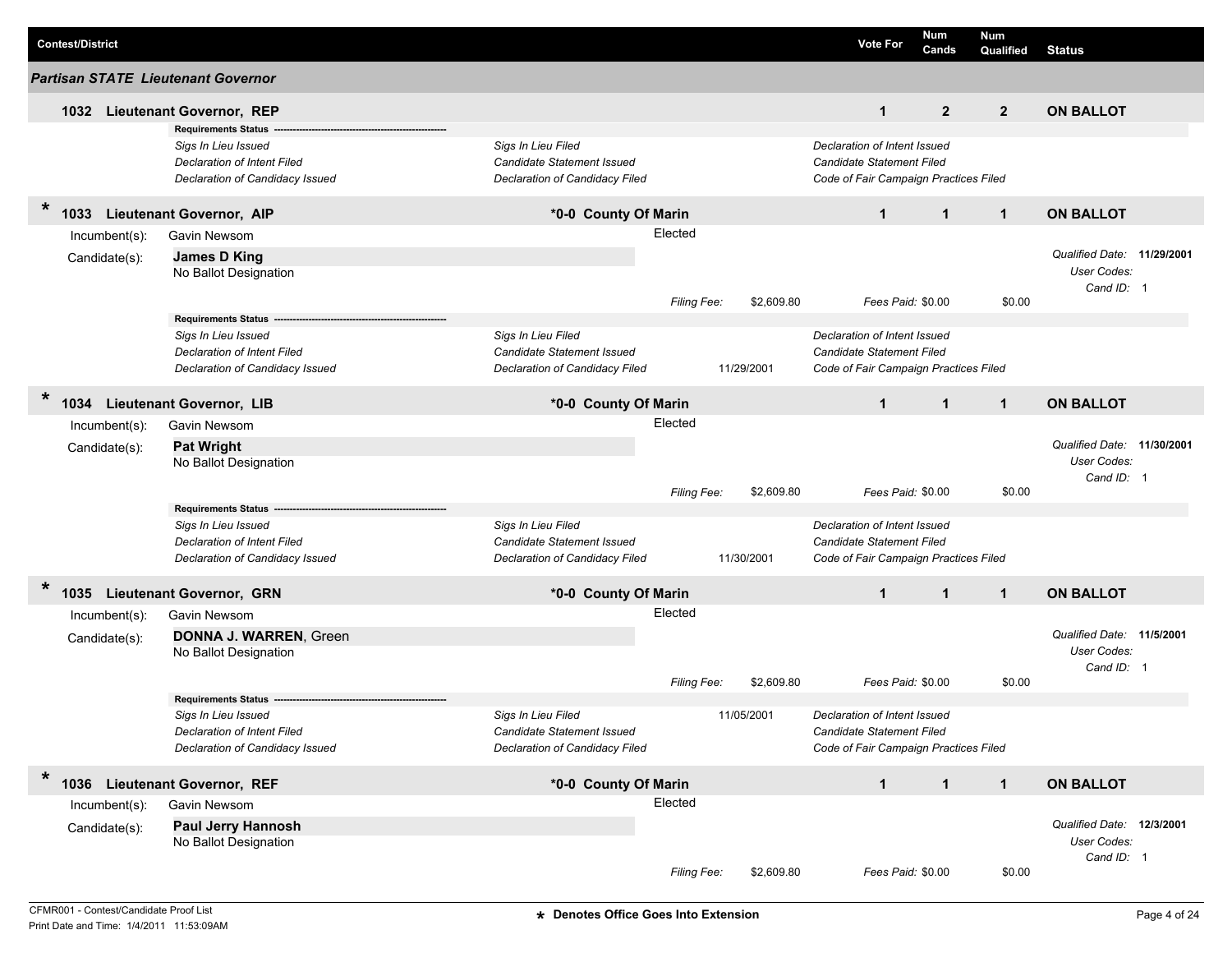| Contest/District | Vote For | Num Cands | Num Qualified | Status |
|---|---|---|---|---|

## Partisan STATE Lieutenant Governor

### 1032 Lieutenant Governor, REP

| Vote For | Num Cands | Num Qualified | Status |
|---|---|---|---|
| 1 | 2 | 2 | ON BALLOT |

**Requirements Status**

| | | |
|---|---|---|
| *Sigs In Lieu Issued* | *Sigs In Lieu Filed* | *Declaration of Intent Issued* |
| *Declaration of Intent Filed* | *Candidate Statement Issued* | *Candidate Statement Filed* |
| *Declaration of Candidacy Issued* | *Declaration of Candidacy Filed* | *Code of Fair Campaign Practices Filed* |

### * 1033 Lieutenant Governor, AIP — *0-0 County Of Marin

| Vote For | Num Cands | Num Qualified | Status |
|---|---|---|---|
| 1 | 1 | 1 | ON BALLOT |

Incumbent(s): Gavin Newsom — Elected

Candidate(s): **James D King**
No Ballot Designation

*Qualified Date:* **11/29/2001**
*User Codes:*
*Cand ID:* 1

*Filing Fee:* $2,609.80 *Fees Paid:* $0.00 $0.00

**Requirements Status**

| | | | |
|---|---|---|---|
| *Sigs In Lieu Issued* | *Sigs In Lieu Filed* | | *Declaration of Intent Issued* |
| *Declaration of Intent Filed* | *Candidate Statement Issued* | | *Candidate Statement Filed* |
| *Declaration of Candidacy Issued* | *Declaration of Candidacy Filed* | 11/29/2001 | *Code of Fair Campaign Practices Filed* |

### * 1034 Lieutenant Governor, LIB — *0-0 County Of Marin

| Vote For | Num Cands | Num Qualified | Status |
|---|---|---|---|
| 1 | 1 | 1 | ON BALLOT |

Incumbent(s): Gavin Newsom — Elected

Candidate(s): **Pat Wright**
No Ballot Designation

*Qualified Date:* **11/30/2001**
*User Codes:*
*Cand ID:* 1

*Filing Fee:* $2,609.80 *Fees Paid:* $0.00 $0.00

**Requirements Status**

| | | | |
|---|---|---|---|
| *Sigs In Lieu Issued* | *Sigs In Lieu Filed* | | *Declaration of Intent Issued* |
| *Declaration of Intent Filed* | *Candidate Statement Issued* | | *Candidate Statement Filed* |
| *Declaration of Candidacy Issued* | *Declaration of Candidacy Filed* | 11/30/2001 | *Code of Fair Campaign Practices Filed* |

### * 1035 Lieutenant Governor, GRN — *0-0 County Of Marin

| Vote For | Num Cands | Num Qualified | Status |
|---|---|---|---|
| 1 | 1 | 1 | ON BALLOT |

Incumbent(s): Gavin Newsom — Elected

Candidate(s): **DONNA J. WARREN**, Green
No Ballot Designation

*Qualified Date:* **11/5/2001**
*User Codes:*
*Cand ID:* 1

*Filing Fee:* $2,609.80 *Fees Paid:* $0.00 $0.00

**Requirements Status**

| | | | |
|---|---|---|---|
| *Sigs In Lieu Issued* | *Sigs In Lieu Filed* | 11/05/2001 | *Declaration of Intent Issued* |
| *Declaration of Intent Filed* | *Candidate Statement Issued* | | *Candidate Statement Filed* |
| *Declaration of Candidacy Issued* | *Declaration of Candidacy Filed* | | *Code of Fair Campaign Practices Filed* |

### * 1036 Lieutenant Governor, REF — *0-0 County Of Marin

| Vote For | Num Cands | Num Qualified | Status |
|---|---|---|---|
| 1 | 1 | 1 | ON BALLOT |

Incumbent(s): Gavin Newsom — Elected

Candidate(s): **Paul Jerry Hannosh**
No Ballot Designation

*Qualified Date:* **12/3/2001**
*User Codes:*
*Cand ID:* 1

*Filing Fee:* $2,609.80 *Fees Paid:* $0.00 $0.00

CFMR001 - Contest/Candidate Proof List
Print Date and Time: 1/4/2011 11:53:09AM

**\* Denotes Office Goes Into Extension**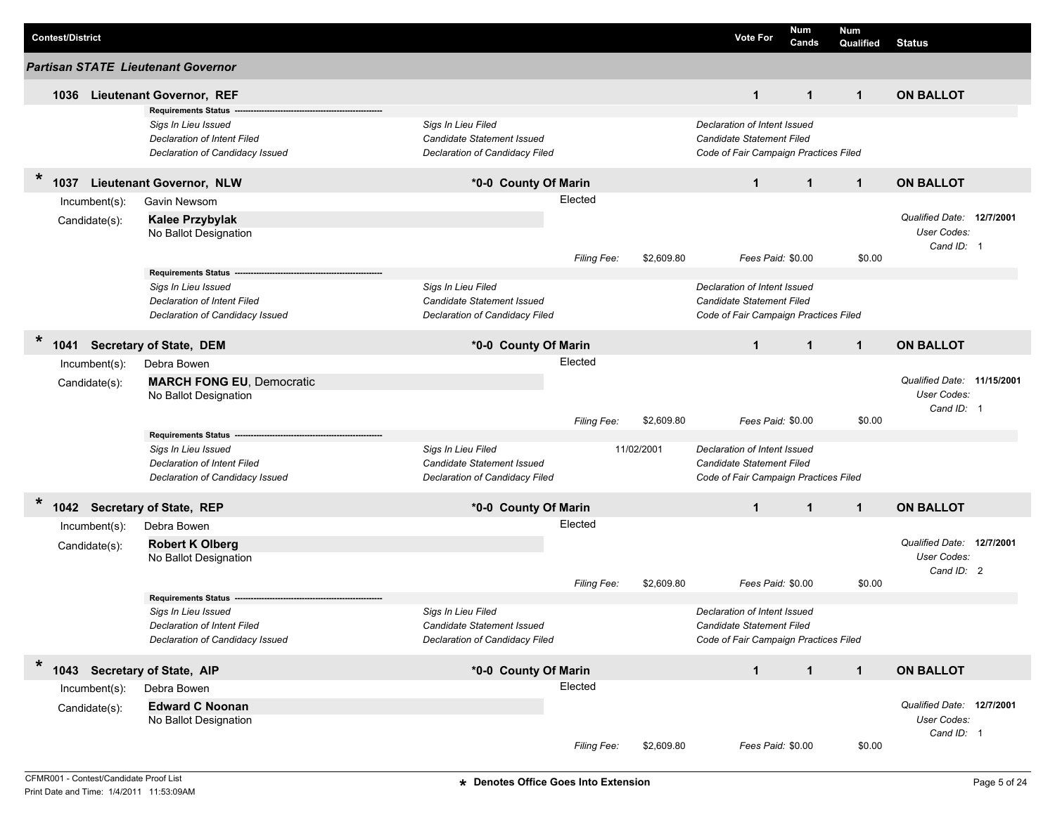| Contest/District | Vote For | Num Cands | Num Qualified | Status |
|---|---|---|---|---|

## Partisan STATE Lieutenant Governor

### 1036 Lieutenant Governor, REF

| Vote For | Num Cands | Num Qualified | Status |
|---|---|---|---|
| 1 | 1 | 1 | ON BALLOT |

**Requirements Status**

| | | |
|---|---|---|
| *Sigs In Lieu Issued* | *Sigs In Lieu Filed* | *Declaration of Intent Issued* |
| *Declaration of Intent Filed* | *Candidate Statement Issued* | *Candidate Statement Filed* |
| *Declaration of Candidacy Issued* | *Declaration of Candidacy Filed* | *Code of Fair Campaign Practices Filed* |

### * 1037 Lieutenant Governor, NLW — *0-0 County Of Marin

| Vote For | Num Cands | Num Qualified | Status |
|---|---|---|---|
| 1 | 1 | 1 | ON BALLOT |

Incumbent(s): Gavin Newsom — Elected

Candidate(s): **Kalee Przybylak**
No Ballot Designation

*Qualified Date:* **12/7/2001**
*User Codes:*
*Cand ID:* 1

*Filing Fee:* $2,609.80 — *Fees Paid:* $0.00 — $0.00

**Requirements Status**

| | | |
|---|---|---|
| *Sigs In Lieu Issued* | *Sigs In Lieu Filed* | *Declaration of Intent Issued* |
| *Declaration of Intent Filed* | *Candidate Statement Issued* | *Candidate Statement Filed* |
| *Declaration of Candidacy Issued* | *Declaration of Candidacy Filed* | *Code of Fair Campaign Practices Filed* |

### * 1041 Secretary of State, DEM — *0-0 County Of Marin

| Vote For | Num Cands | Num Qualified | Status |
|---|---|---|---|
| 1 | 1 | 1 | ON BALLOT |

Incumbent(s): Debra Bowen — Elected

Candidate(s): **MARCH FONG EU**, Democratic
No Ballot Designation

*Qualified Date:* **11/15/2001**
*User Codes:*
*Cand ID:* 1

*Filing Fee:* $2,609.80 — *Fees Paid:* $0.00 — $0.00

**Requirements Status**

| | | |
|---|---|---|
| *Sigs In Lieu Issued* | *Sigs In Lieu Filed* 11/02/2001 | *Declaration of Intent Issued* |
| *Declaration of Intent Filed* | *Candidate Statement Issued* | *Candidate Statement Filed* |
| *Declaration of Candidacy Issued* | *Declaration of Candidacy Filed* | *Code of Fair Campaign Practices Filed* |

### * 1042 Secretary of State, REP — *0-0 County Of Marin

| Vote For | Num Cands | Num Qualified | Status |
|---|---|---|---|
| 1 | 1 | 1 | ON BALLOT |

Incumbent(s): Debra Bowen — Elected

Candidate(s): **Robert K Olberg**
No Ballot Designation

*Qualified Date:* **12/7/2001**
*User Codes:*
*Cand ID:* 2

*Filing Fee:* $2,609.80 — *Fees Paid:* $0.00 — $0.00

**Requirements Status**

| | | |
|---|---|---|
| *Sigs In Lieu Issued* | *Sigs In Lieu Filed* | *Declaration of Intent Issued* |
| *Declaration of Intent Filed* | *Candidate Statement Issued* | *Candidate Statement Filed* |
| *Declaration of Candidacy Issued* | *Declaration of Candidacy Filed* | *Code of Fair Campaign Practices Filed* |

### * 1043 Secretary of State, AIP — *0-0 County Of Marin

| Vote For | Num Cands | Num Qualified | Status |
|---|---|---|---|
| 1 | 1 | 1 | ON BALLOT |

Incumbent(s): Debra Bowen — Elected

Candidate(s): **Edward C Noonan**
No Ballot Designation

*Qualified Date:* **12/7/2001**
*User Codes:*
*Cand ID:* 1

*Filing Fee:* $2,609.80 — *Fees Paid:* $0.00 — $0.00

CFMR001 - Contest/Candidate Proof List
Print Date and Time: 1/4/2011 11:53:09AM

**\* Denotes Office Goes Into Extension**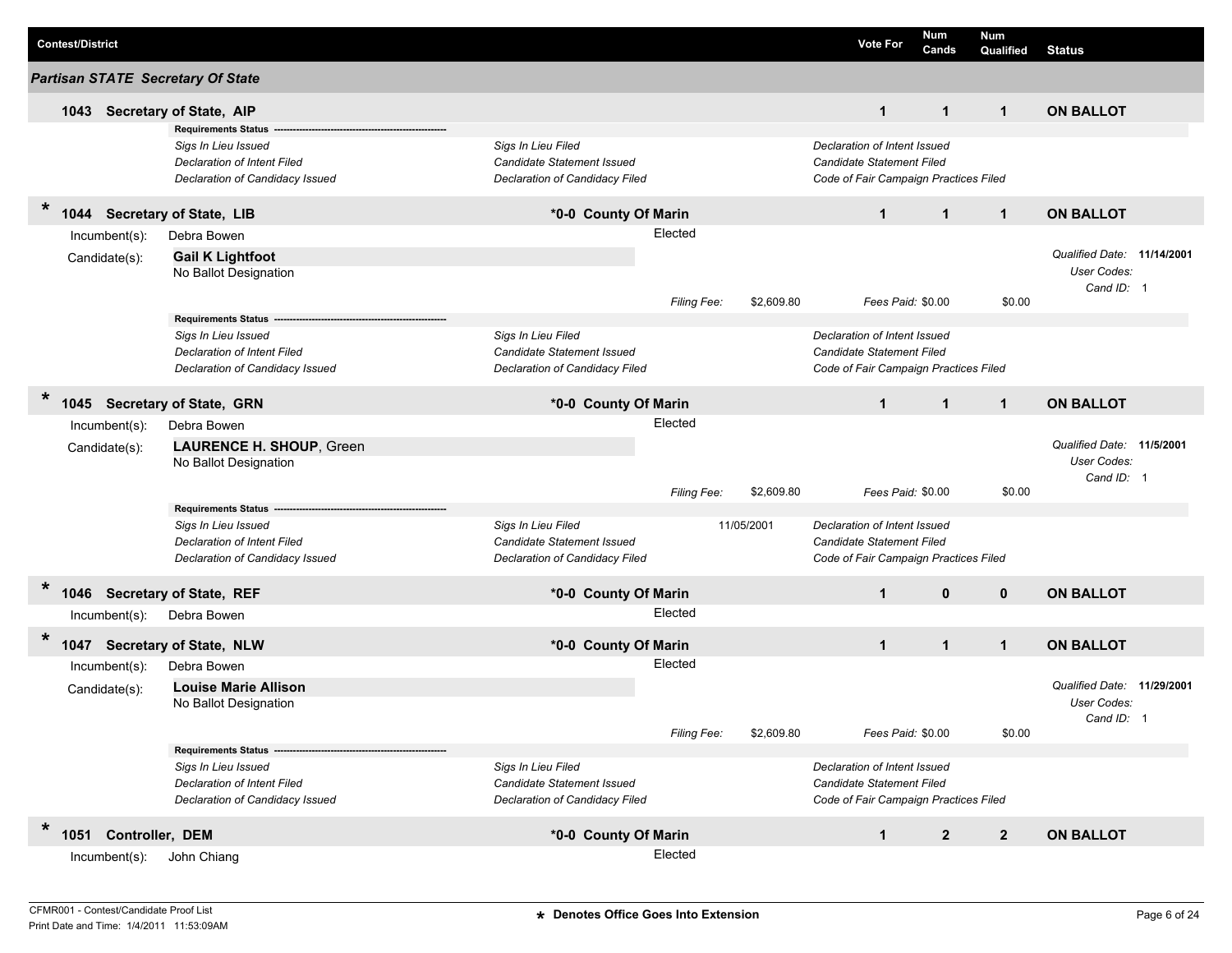| Contest/District | Vote For | Num Cands | Num Qualified | Status |
|---|---|---|---|---|

## Partisan STATE Secretary Of State

### 1043 Secretary of State, AIP

| Vote For | Num Cands | Num Qualified | Status |
|---|---|---|---|
| 1 | 1 | 1 | ON BALLOT |

**Requirements Status**

| | | |
|---|---|---|
| *Sigs In Lieu Issued* | *Sigs In Lieu Filed* | *Declaration of Intent Issued* |
| *Declaration of Intent Filed* | *Candidate Statement Issued* | *Candidate Statement Filed* |
| *Declaration of Candidacy Issued* | *Declaration of Candidacy Filed* | *Code of Fair Campaign Practices Filed* |

### * 1044 Secretary of State, LIB — *0-0 County Of Marin

| Vote For | Num Cands | Num Qualified | Status |
|---|---|---|---|
| 1 | 1 | 1 | ON BALLOT |

Incumbent(s): Debra Bowen — Elected

Candidate(s): **Gail K Lightfoot**
No Ballot Designation

*Filing Fee:* $2,609.80 *Fees Paid:* $0.00 $0.00

*Qualified Date:* **11/14/2001**
*User Codes:*
*Cand ID:* 1

**Requirements Status**

| | | |
|---|---|---|
| *Sigs In Lieu Issued* | *Sigs In Lieu Filed* | *Declaration of Intent Issued* |
| *Declaration of Intent Filed* | *Candidate Statement Issued* | *Candidate Statement Filed* |
| *Declaration of Candidacy Issued* | *Declaration of Candidacy Filed* | *Code of Fair Campaign Practices Filed* |

### * 1045 Secretary of State, GRN — *0-0 County Of Marin

| Vote For | Num Cands | Num Qualified | Status |
|---|---|---|---|
| 1 | 1 | 1 | ON BALLOT |

Incumbent(s): Debra Bowen — Elected

Candidate(s): **LAURENCE H. SHOUP**, Green
No Ballot Designation

*Filing Fee:* $2,609.80 *Fees Paid:* $0.00 $0.00

*Qualified Date:* **11/5/2001**
*User Codes:*
*Cand ID:* 1

**Requirements Status**

| | | |
|---|---|---|
| *Sigs In Lieu Issued* | *Sigs In Lieu Filed* 11/05/2001 | *Declaration of Intent Issued* |
| *Declaration of Intent Filed* | *Candidate Statement Issued* | *Candidate Statement Filed* |
| *Declaration of Candidacy Issued* | *Declaration of Candidacy Filed* | *Code of Fair Campaign Practices Filed* |

### * 1046 Secretary of State, REF — *0-0 County Of Marin

| Vote For | Num Cands | Num Qualified | Status |
|---|---|---|---|
| 1 | 0 | 0 | ON BALLOT |

Incumbent(s): Debra Bowen — Elected

### * 1047 Secretary of State, NLW — *0-0 County Of Marin

| Vote For | Num Cands | Num Qualified | Status |
|---|---|---|---|
| 1 | 1 | 1 | ON BALLOT |

Incumbent(s): Debra Bowen — Elected

Candidate(s): **Louise Marie Allison**
No Ballot Designation

*Filing Fee:* $2,609.80 *Fees Paid:* $0.00 $0.00

*Qualified Date:* **11/29/2001**
*User Codes:*
*Cand ID:* 1

**Requirements Status**

| | | |
|---|---|---|
| *Sigs In Lieu Issued* | *Sigs In Lieu Filed* | *Declaration of Intent Issued* |
| *Declaration of Intent Filed* | *Candidate Statement Issued* | *Candidate Statement Filed* |
| *Declaration of Candidacy Issued* | *Declaration of Candidacy Filed* | *Code of Fair Campaign Practices Filed* |

### * 1051 Controller, DEM — *0-0 County Of Marin

| Vote For | Num Cands | Num Qualified | Status |
|---|---|---|---|
| 1 | 2 | 2 | ON BALLOT |

Incumbent(s): John Chiang — Elected

CFMR001 - Contest/Candidate Proof List
Print Date and Time: 1/4/2011 11:53:09AM

**\* Denotes Office Goes Into Extension**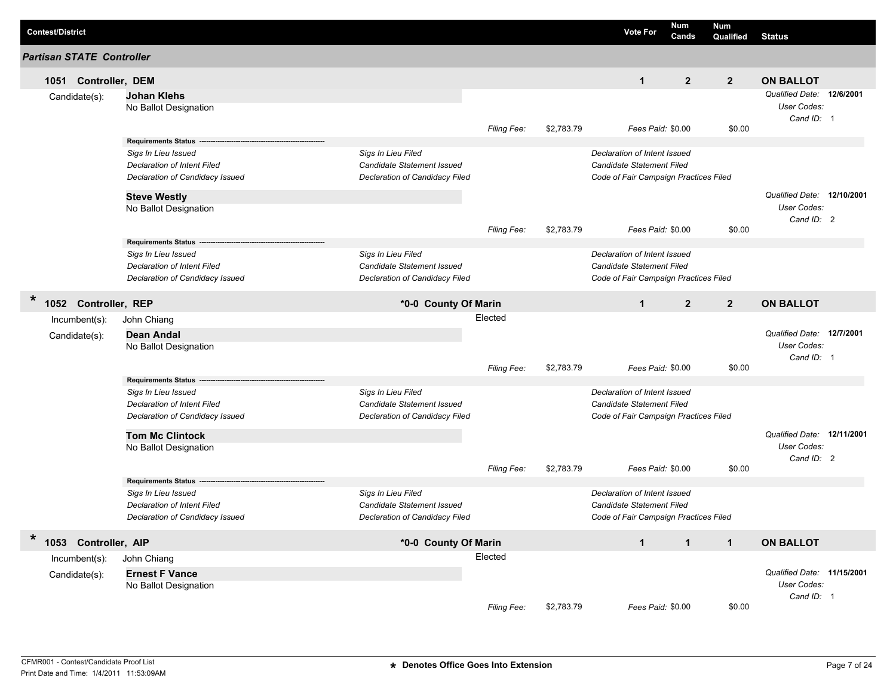| Contest/District | | | Vote For | Num Cands | Num Qualified | Status |
|---|---|---|---|---|---|---|

## Partisan STATE Controller

### 1051 Controller, DEM

| Vote For | Num Cands | Num Qualified | Status |
|---|---|---|---|
| 1 | 2 | 2 | ON BALLOT |

Candidate(s):

**Johan Klehs**
No Ballot Designation

*Qualified Date:* **12/6/2001**
*User Codes:*
*Cand ID:* 1

*Filing Fee:* $2,783.79 *Fees Paid:* $0.00 $0.00

**Requirements Status**

| | | |
|---|---|---|
| *Sigs In Lieu Issued* | *Sigs In Lieu Filed* | *Declaration of Intent Issued* |
| *Declaration of Intent Filed* | *Candidate Statement Issued* | *Candidate Statement Filed* |
| *Declaration of Candidacy Issued* | *Declaration of Candidacy Filed* | *Code of Fair Campaign Practices Filed* |

**Steve Westly**
No Ballot Designation

*Qualified Date:* **12/10/2001**
*User Codes:*
*Cand ID:* 2

*Filing Fee:* $2,783.79 *Fees Paid:* $0.00 $0.00

**Requirements Status**

| | | |
|---|---|---|
| *Sigs In Lieu Issued* | *Sigs In Lieu Filed* | *Declaration of Intent Issued* |
| *Declaration of Intent Filed* | *Candidate Statement Issued* | *Candidate Statement Filed* |
| *Declaration of Candidacy Issued* | *Declaration of Candidacy Filed* | *Code of Fair Campaign Practices Filed* |

### * 1052 Controller, REP

**\*0-0 County Of Marin**

| Vote For | Num Cands | Num Qualified | Status |
|---|---|---|---|
| 1 | 2 | 2 | ON BALLOT |

Incumbent(s): John Chiang — Elected

Candidate(s):

**Dean Andal**
No Ballot Designation

*Qualified Date:* **12/7/2001**
*User Codes:*
*Cand ID:* 1

*Filing Fee:* $2,783.79 *Fees Paid:* $0.00 $0.00

**Requirements Status**

| | | |
|---|---|---|
| *Sigs In Lieu Issued* | *Sigs In Lieu Filed* | *Declaration of Intent Issued* |
| *Declaration of Intent Filed* | *Candidate Statement Issued* | *Candidate Statement Filed* |
| *Declaration of Candidacy Issued* | *Declaration of Candidacy Filed* | *Code of Fair Campaign Practices Filed* |

**Tom Mc Clintock**
No Ballot Designation

*Qualified Date:* **12/11/2001**
*User Codes:*
*Cand ID:* 2

*Filing Fee:* $2,783.79 *Fees Paid:* $0.00 $0.00

**Requirements Status**

| | | |
|---|---|---|
| *Sigs In Lieu Issued* | *Sigs In Lieu Filed* | *Declaration of Intent Issued* |
| *Declaration of Intent Filed* | *Candidate Statement Issued* | *Candidate Statement Filed* |
| *Declaration of Candidacy Issued* | *Declaration of Candidacy Filed* | *Code of Fair Campaign Practices Filed* |

### * 1053 Controller, AIP

**\*0-0 County Of Marin**

| Vote For | Num Cands | Num Qualified | Status |
|---|---|---|---|
| 1 | 1 | 1 | ON BALLOT |

Incumbent(s): John Chiang — Elected

Candidate(s):

**Ernest F Vance**
No Ballot Designation

*Qualified Date:* **11/15/2001**
*User Codes:*
*Cand ID:* 1

*Filing Fee:* $2,783.79 *Fees Paid:* $0.00 $0.00

CFMR001 - Contest/Candidate Proof List
Print Date and Time: 1/4/2011 11:53:09AM

\* Denotes Office Goes Into Extension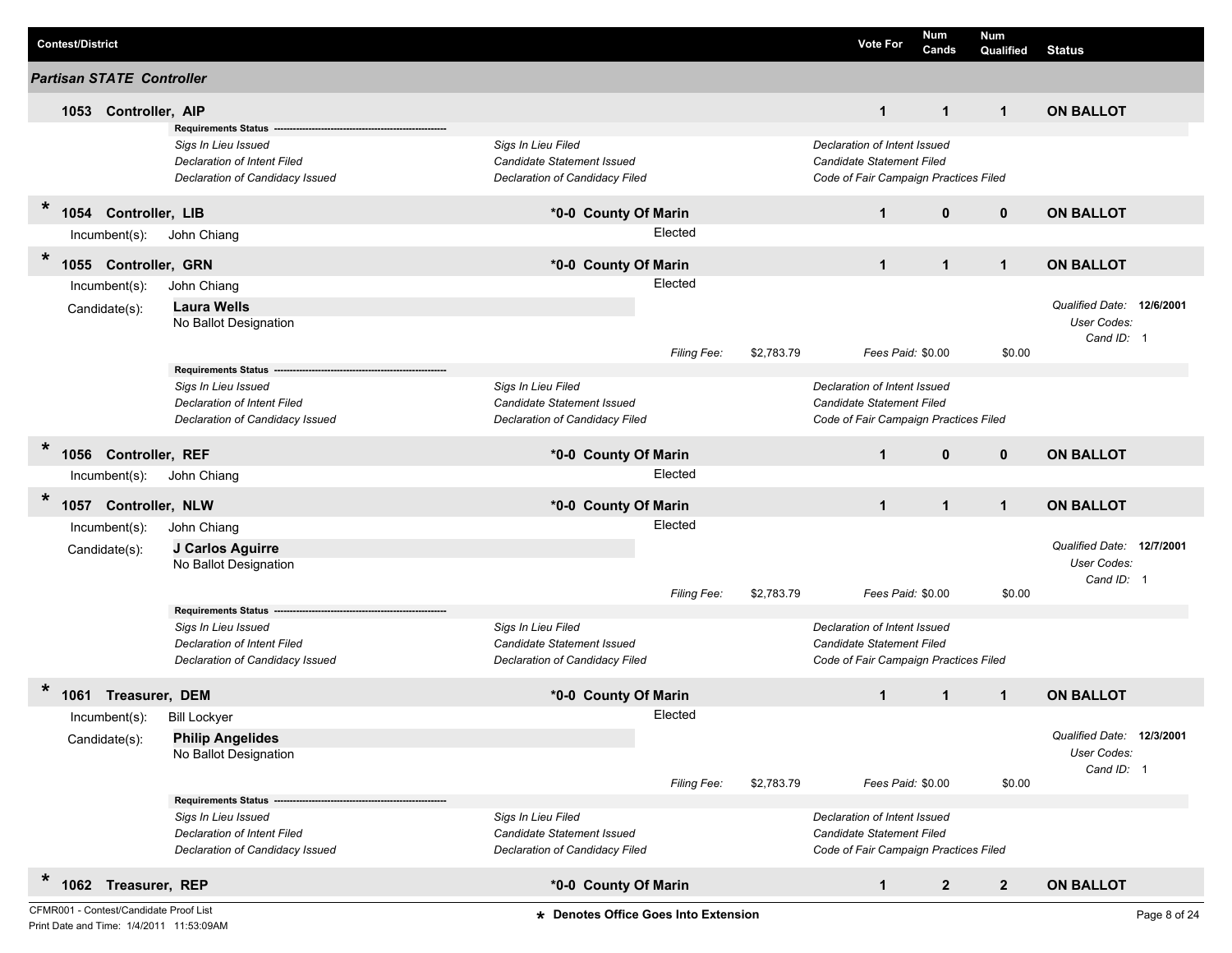| Contest/District | | Vote For | Num Cands | Num Qualified | Status |
|---|---|---|---|---|---|

## Partisan STATE Controller

### 1053 Controller, AIP

| | Vote For | Num Cands | Num Qualified | Status |
|---|---|---|---|---|
| 1053 Controller, AIP | 1 | 1 | 1 | ON BALLOT |

**Requirements Status** ----------------------------------------------------

| | | |
|---|---|---|
| *Sigs In Lieu Issued* | *Sigs In Lieu Filed* | *Declaration of Intent Issued* |
| *Declaration of Intent Filed* | *Candidate Statement Issued* | *Candidate Statement Filed* |
| *Declaration of Candidacy Issued* | *Declaration of Candidacy Filed* | *Code of Fair Campaign Practices Filed* |

### * 1054 Controller, LIB — *0-0 County Of Marin

| Vote For | Num Cands | Num Qualified | Status |
|---|---|---|---|
| 1 | 0 | 0 | ON BALLOT |

Incumbent(s): John Chiang — Elected

### * 1055 Controller, GRN — *0-0 County Of Marin

| Vote For | Num Cands | Num Qualified | Status |
|---|---|---|---|
| 1 | 1 | 1 | ON BALLOT |

Incumbent(s): John Chiang — Elected

Candidate(s): **Laura Wells**
No Ballot Designation

*Qualified Date:* **12/6/2001**
*User Codes:*
*Cand ID:* 1

*Filing Fee:* $2,783.79 *Fees Paid:* $0.00 $0.00

**Requirements Status** ----------------------------------------------------

| | | |
|---|---|---|
| *Sigs In Lieu Issued* | *Sigs In Lieu Filed* | *Declaration of Intent Issued* |
| *Declaration of Intent Filed* | *Candidate Statement Issued* | *Candidate Statement Filed* |
| *Declaration of Candidacy Issued* | *Declaration of Candidacy Filed* | *Code of Fair Campaign Practices Filed* |

### * 1056 Controller, REF — *0-0 County Of Marin

| Vote For | Num Cands | Num Qualified | Status |
|---|---|---|---|
| 1 | 0 | 0 | ON BALLOT |

Incumbent(s): John Chiang — Elected

### * 1057 Controller, NLW — *0-0 County Of Marin

| Vote For | Num Cands | Num Qualified | Status |
|---|---|---|---|
| 1 | 1 | 1 | ON BALLOT |

Incumbent(s): John Chiang — Elected

Candidate(s): **J Carlos Aguirre**
No Ballot Designation

*Qualified Date:* **12/7/2001**
*User Codes:*
*Cand ID:* 1

*Filing Fee:* $2,783.79 *Fees Paid:* $0.00 $0.00

**Requirements Status** ----------------------------------------------------

| | | |
|---|---|---|
| *Sigs In Lieu Issued* | *Sigs In Lieu Filed* | *Declaration of Intent Issued* |
| *Declaration of Intent Filed* | *Candidate Statement Issued* | *Candidate Statement Filed* |
| *Declaration of Candidacy Issued* | *Declaration of Candidacy Filed* | *Code of Fair Campaign Practices Filed* |

### * 1061 Treasurer, DEM — *0-0 County Of Marin

| Vote For | Num Cands | Num Qualified | Status |
|---|---|---|---|
| 1 | 1 | 1 | ON BALLOT |

Incumbent(s): Bill Lockyer — Elected

Candidate(s): **Philip Angelides**
No Ballot Designation

*Qualified Date:* **12/3/2001**
*User Codes:*
*Cand ID:* 1

*Filing Fee:* $2,783.79 *Fees Paid:* $0.00 $0.00

**Requirements Status** ----------------------------------------------------

| | | |
|---|---|---|
| *Sigs In Lieu Issued* | *Sigs In Lieu Filed* | *Declaration of Intent Issued* |
| *Declaration of Intent Filed* | *Candidate Statement Issued* | *Candidate Statement Filed* |
| *Declaration of Candidacy Issued* | *Declaration of Candidacy Filed* | *Code of Fair Campaign Practices Filed* |

### * 1062 Treasurer, REP — *0-0 County Of Marin

| Vote For | Num Cands | Num Qualified | Status |
|---|---|---|---|
| 1 | 2 | 2 | ON BALLOT |

CFMR001 - Contest/Candidate Proof List
Print Date and Time: 1/4/2011 11:53:09AM

\* Denotes Office Goes Into Extension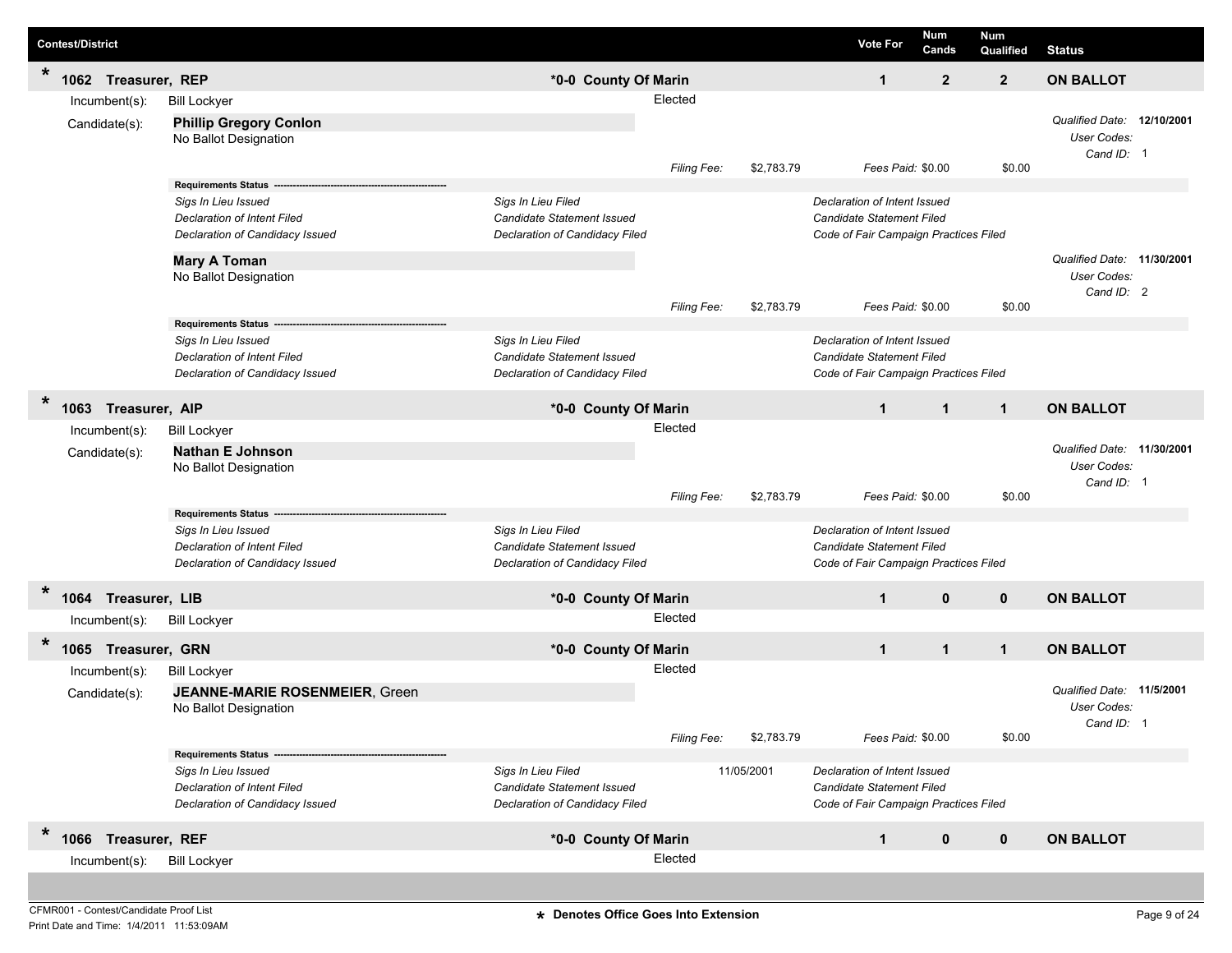| Contest/District | | Vote For | Num Cands | Num Qualified | Status |
|---|---|---|---|---|---|
| * 1062 Treasurer, REP | *0-0 County Of Marin | 1 | 2 | 2 | ON BALLOT |

Incumbent(s): Bill Lockyer — Elected

Candidate(s):

**Phillip Gregory Conlon**
No Ballot Designation

Qualified Date: 12/10/2001
User Codes:
Cand ID: 1

Filing Fee: $2,783.79 — Fees Paid: $0.00 — $0.00

**Requirements Status**

| | | |
|---|---|---|
| *Sigs In Lieu Issued* | *Sigs In Lieu Filed* | *Declaration of Intent Issued* |
| *Declaration of Intent Filed* | *Candidate Statement Issued* | *Candidate Statement Filed* |
| *Declaration of Candidacy Issued* | *Declaration of Candidacy Filed* | *Code of Fair Campaign Practices Filed* |

**Mary A Toman**
No Ballot Designation

Qualified Date: 11/30/2001
User Codes:
Cand ID: 2

Filing Fee: $2,783.79 — Fees Paid: $0.00 — $0.00

**Requirements Status**

| | | |
|---|---|---|
| *Sigs In Lieu Issued* | *Sigs In Lieu Filed* | *Declaration of Intent Issued* |
| *Declaration of Intent Filed* | *Candidate Statement Issued* | *Candidate Statement Filed* |
| *Declaration of Candidacy Issued* | *Declaration of Candidacy Filed* | *Code of Fair Campaign Practices Filed* |

| Contest/District | | Vote For | Num Cands | Num Qualified | Status |
|---|---|---|---|---|---|
| * 1063 Treasurer, AIP | *0-0 County Of Marin | 1 | 1 | 1 | ON BALLOT |

Incumbent(s): Bill Lockyer — Elected

Candidate(s):

**Nathan E Johnson**
No Ballot Designation

Qualified Date: 11/30/2001
User Codes:
Cand ID: 1

Filing Fee: $2,783.79 — Fees Paid: $0.00 — $0.00

**Requirements Status**

| | | |
|---|---|---|
| *Sigs In Lieu Issued* | *Sigs In Lieu Filed* | *Declaration of Intent Issued* |
| *Declaration of Intent Filed* | *Candidate Statement Issued* | *Candidate Statement Filed* |
| *Declaration of Candidacy Issued* | *Declaration of Candidacy Filed* | *Code of Fair Campaign Practices Filed* |

| Contest/District | | Vote For | Num Cands | Num Qualified | Status |
|---|---|---|---|---|---|
| * 1064 Treasurer, LIB | *0-0 County Of Marin | 1 | 0 | 0 | ON BALLOT |

Incumbent(s): Bill Lockyer — Elected

| Contest/District | | Vote For | Num Cands | Num Qualified | Status |
|---|---|---|---|---|---|
| * 1065 Treasurer, GRN | *0-0 County Of Marin | 1 | 1 | 1 | ON BALLOT |

Incumbent(s): Bill Lockyer — Elected

Candidate(s):

**JEANNE-MARIE ROSENMEIER**, Green
No Ballot Designation

Qualified Date: 11/5/2001
User Codes:
Cand ID: 1

Filing Fee: $2,783.79 — Fees Paid: $0.00 — $0.00

**Requirements Status**

| | | |
|---|---|---|
| *Sigs In Lieu Issued* | *Sigs In Lieu Filed* 11/05/2001 | *Declaration of Intent Issued* |
| *Declaration of Intent Filed* | *Candidate Statement Issued* | *Candidate Statement Filed* |
| *Declaration of Candidacy Issued* | *Declaration of Candidacy Filed* | *Code of Fair Campaign Practices Filed* |

| Contest/District | | Vote For | Num Cands | Num Qualified | Status |
|---|---|---|---|---|---|
| * 1066 Treasurer, REF | *0-0 County Of Marin | 1 | 0 | 0 | ON BALLOT |

Incumbent(s): Bill Lockyer — Elected

CFMR001 - Contest/Candidate Proof List
Print Date and Time: 1/4/2011 11:53:09AM

**\* Denotes Office Goes Into Extension**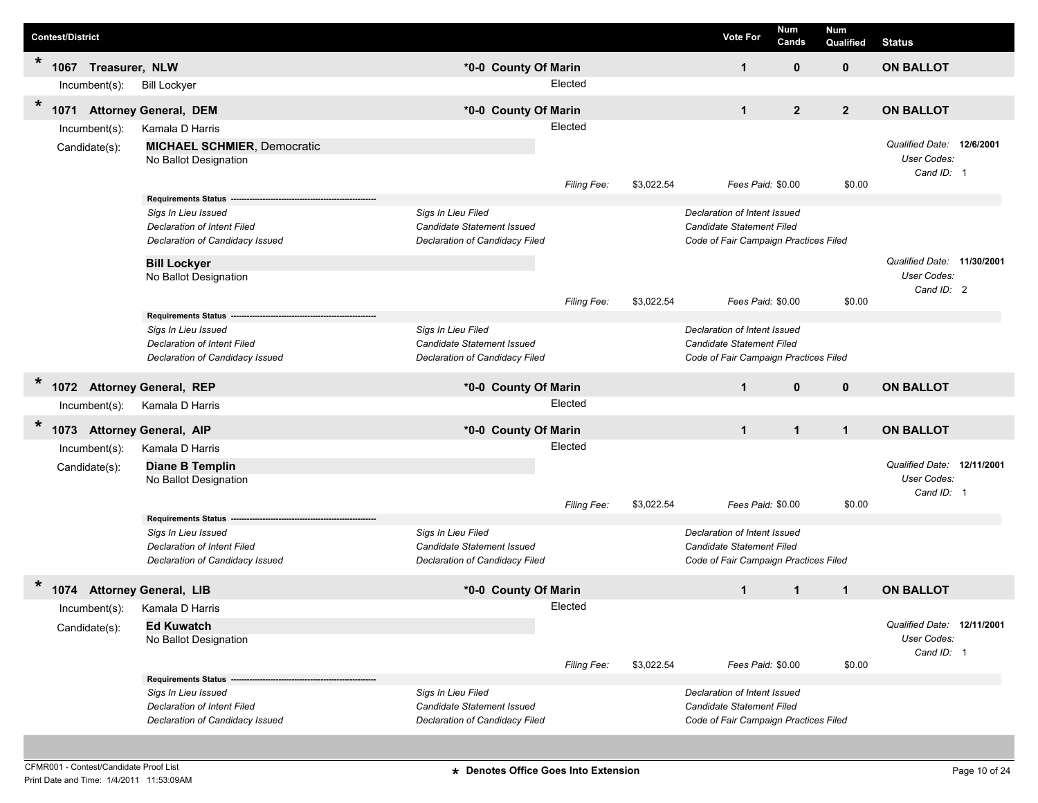| Contest/District | | Vote For | Num Cands | Num Qualified | Status |
|---|---|---|---|---|---|
| * 1067 Treasurer, NLW | *0-0 County Of Marin | 1 | 0 | 0 | ON BALLOT |

Incumbent(s): Bill Lockyer — Elected

| Contest/District | | Vote For | Num Cands | Num Qualified | Status |
|---|---|---|---|---|---|
| * 1071 Attorney General, DEM | *0-0 County Of Marin | 1 | 2 | 2 | ON BALLOT |

Incumbent(s): Kamala D Harris — Elected

Candidate(s):

**MICHAEL SCHMIER**, Democratic
No Ballot Designation

*Qualified Date:* **12/6/2001**
*User Codes:*
*Cand ID:* 1

*Filing Fee:* $3,022.54 — *Fees Paid:* $0.00 — $0.00

**Requirements Status**

| | | |
|---|---|---|
| *Sigs In Lieu Issued* | *Sigs In Lieu Filed* | *Declaration of Intent Issued* |
| *Declaration of Intent Filed* | *Candidate Statement Issued* | *Candidate Statement Filed* |
| *Declaration of Candidacy Issued* | *Declaration of Candidacy Filed* | *Code of Fair Campaign Practices Filed* |

**Bill Lockyer**
No Ballot Designation

*Qualified Date:* **11/30/2001**
*User Codes:*
*Cand ID:* 2

*Filing Fee:* $3,022.54 — *Fees Paid:* $0.00 — $0.00

**Requirements Status**

| | | |
|---|---|---|
| *Sigs In Lieu Issued* | *Sigs In Lieu Filed* | *Declaration of Intent Issued* |
| *Declaration of Intent Filed* | *Candidate Statement Issued* | *Candidate Statement Filed* |
| *Declaration of Candidacy Issued* | *Declaration of Candidacy Filed* | *Code of Fair Campaign Practices Filed* |

| Contest/District | | Vote For | Num Cands | Num Qualified | Status |
|---|---|---|---|---|---|
| * 1072 Attorney General, REP | *0-0 County Of Marin | 1 | 0 | 0 | ON BALLOT |

Incumbent(s): Kamala D Harris — Elected

| Contest/District | | Vote For | Num Cands | Num Qualified | Status |
|---|---|---|---|---|---|
| * 1073 Attorney General, AIP | *0-0 County Of Marin | 1 | 1 | 1 | ON BALLOT |

Incumbent(s): Kamala D Harris — Elected

Candidate(s):

**Diane B Templin**
No Ballot Designation

*Qualified Date:* **12/11/2001**
*User Codes:*
*Cand ID:* 1

*Filing Fee:* $3,022.54 — *Fees Paid:* $0.00 — $0.00

**Requirements Status**

| | | |
|---|---|---|
| *Sigs In Lieu Issued* | *Sigs In Lieu Filed* | *Declaration of Intent Issued* |
| *Declaration of Intent Filed* | *Candidate Statement Issued* | *Candidate Statement Filed* |
| *Declaration of Candidacy Issued* | *Declaration of Candidacy Filed* | *Code of Fair Campaign Practices Filed* |

| Contest/District | | Vote For | Num Cands | Num Qualified | Status |
|---|---|---|---|---|---|
| * 1074 Attorney General, LIB | *0-0 County Of Marin | 1 | 1 | 1 | ON BALLOT |

Incumbent(s): Kamala D Harris — Elected

Candidate(s):

**Ed Kuwatch**
No Ballot Designation

*Qualified Date:* **12/11/2001**
*User Codes:*
*Cand ID:* 1

*Filing Fee:* $3,022.54 — *Fees Paid:* $0.00 — $0.00

**Requirements Status**

| | | |
|---|---|---|
| *Sigs In Lieu Issued* | *Sigs In Lieu Filed* | *Declaration of Intent Issued* |
| *Declaration of Intent Filed* | *Candidate Statement Issued* | *Candidate Statement Filed* |
| *Declaration of Candidacy Issued* | *Declaration of Candidacy Filed* | *Code of Fair Campaign Practices Filed* |

CFMR001 - Contest/Candidate Proof List
Print Date and Time: 1/4/2011 11:53:09AM

**\* Denotes Office Goes Into Extension**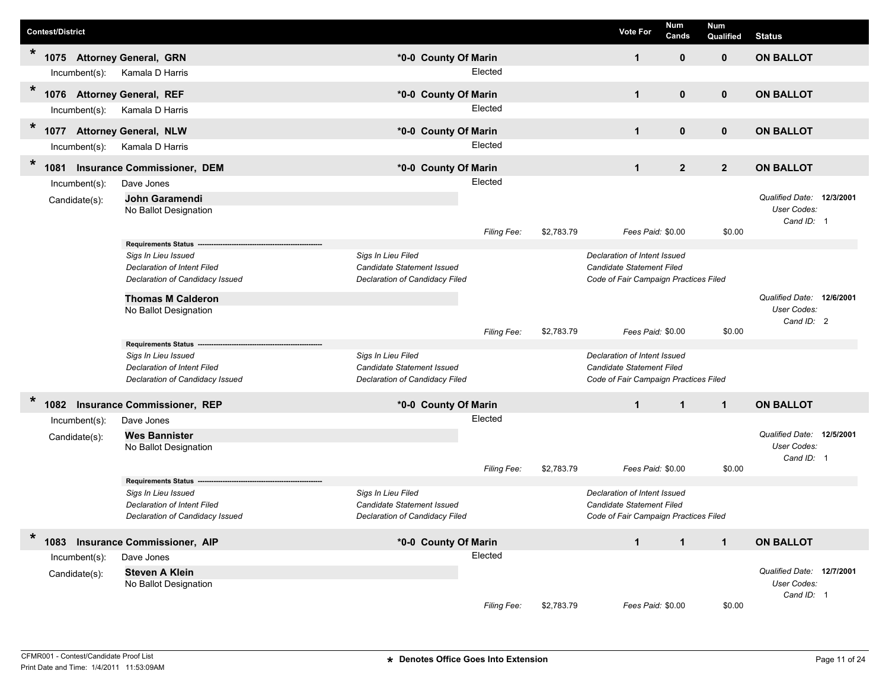| Contest/District | | Vote For | Num Cands | Num Qualified | Status |
|---|---|---|---|---|---|
| * 1075 Attorney General, GRN | *0-0 County Of Marin | 1 | 0 | 0 | ON BALLOT |

Incumbent(s): Kamala D Harris — Elected

| Contest/District | | Vote For | Num Cands | Num Qualified | Status |
|---|---|---|---|---|---|
| * 1076 Attorney General, REF | *0-0 County Of Marin | 1 | 0 | 0 | ON BALLOT |

Incumbent(s): Kamala D Harris — Elected

| Contest/District | | Vote For | Num Cands | Num Qualified | Status |
|---|---|---|---|---|---|
| * 1077 Attorney General, NLW | *0-0 County Of Marin | 1 | 0 | 0 | ON BALLOT |

Incumbent(s): Kamala D Harris — Elected

| Contest/District | | Vote For | Num Cands | Num Qualified | Status |
|---|---|---|---|---|---|
| * 1081 Insurance Commissioner, DEM | *0-0 County Of Marin | 1 | 2 | 2 | ON BALLOT |

Incumbent(s): Dave Jones — Elected

Candidate(s):

**John Garamendi**
No Ballot Designation

*Qualified Date:* **12/3/2001**
*User Codes:*
*Cand ID:* 1

*Filing Fee:* $2,783.79 *Fees Paid:* $0.00 $0.00

**Requirements Status**

| | | |
|---|---|---|
| *Sigs In Lieu Issued* | *Sigs In Lieu Filed* | *Declaration of Intent Issued* |
| *Declaration of Intent Filed* | *Candidate Statement Issued* | *Candidate Statement Filed* |
| *Declaration of Candidacy Issued* | *Declaration of Candidacy Filed* | *Code of Fair Campaign Practices Filed* |

**Thomas M Calderon**
No Ballot Designation

*Qualified Date:* **12/6/2001**
*User Codes:*
*Cand ID:* 2

*Filing Fee:* $2,783.79 *Fees Paid:* $0.00 $0.00

**Requirements Status**

| | | |
|---|---|---|
| *Sigs In Lieu Issued* | *Sigs In Lieu Filed* | *Declaration of Intent Issued* |
| *Declaration of Intent Filed* | *Candidate Statement Issued* | *Candidate Statement Filed* |
| *Declaration of Candidacy Issued* | *Declaration of Candidacy Filed* | *Code of Fair Campaign Practices Filed* |

| Contest/District | | Vote For | Num Cands | Num Qualified | Status |
|---|---|---|---|---|---|
| * 1082 Insurance Commissioner, REP | *0-0 County Of Marin | 1 | 1 | 1 | ON BALLOT |

Incumbent(s): Dave Jones — Elected

Candidate(s):

**Wes Bannister**
No Ballot Designation

*Qualified Date:* **12/5/2001**
*User Codes:*
*Cand ID:* 1

*Filing Fee:* $2,783.79 *Fees Paid:* $0.00 $0.00

**Requirements Status**

| | | |
|---|---|---|
| *Sigs In Lieu Issued* | *Sigs In Lieu Filed* | *Declaration of Intent Issued* |
| *Declaration of Intent Filed* | *Candidate Statement Issued* | *Candidate Statement Filed* |
| *Declaration of Candidacy Issued* | *Declaration of Candidacy Filed* | *Code of Fair Campaign Practices Filed* |

| Contest/District | | Vote For | Num Cands | Num Qualified | Status |
|---|---|---|---|---|---|
| * 1083 Insurance Commissioner, AIP | *0-0 County Of Marin | 1 | 1 | 1 | ON BALLOT |

Incumbent(s): Dave Jones — Elected

Candidate(s):

**Steven A Klein**
No Ballot Designation

*Qualified Date:* **12/7/2001**
*User Codes:*
*Cand ID:* 1

*Filing Fee:* $2,783.79 *Fees Paid:* $0.00 $0.00

CFMR001 - Contest/Candidate Proof List
Print Date and Time: 1/4/2011 11:53:09AM

**\* Denotes Office Goes Into Extension**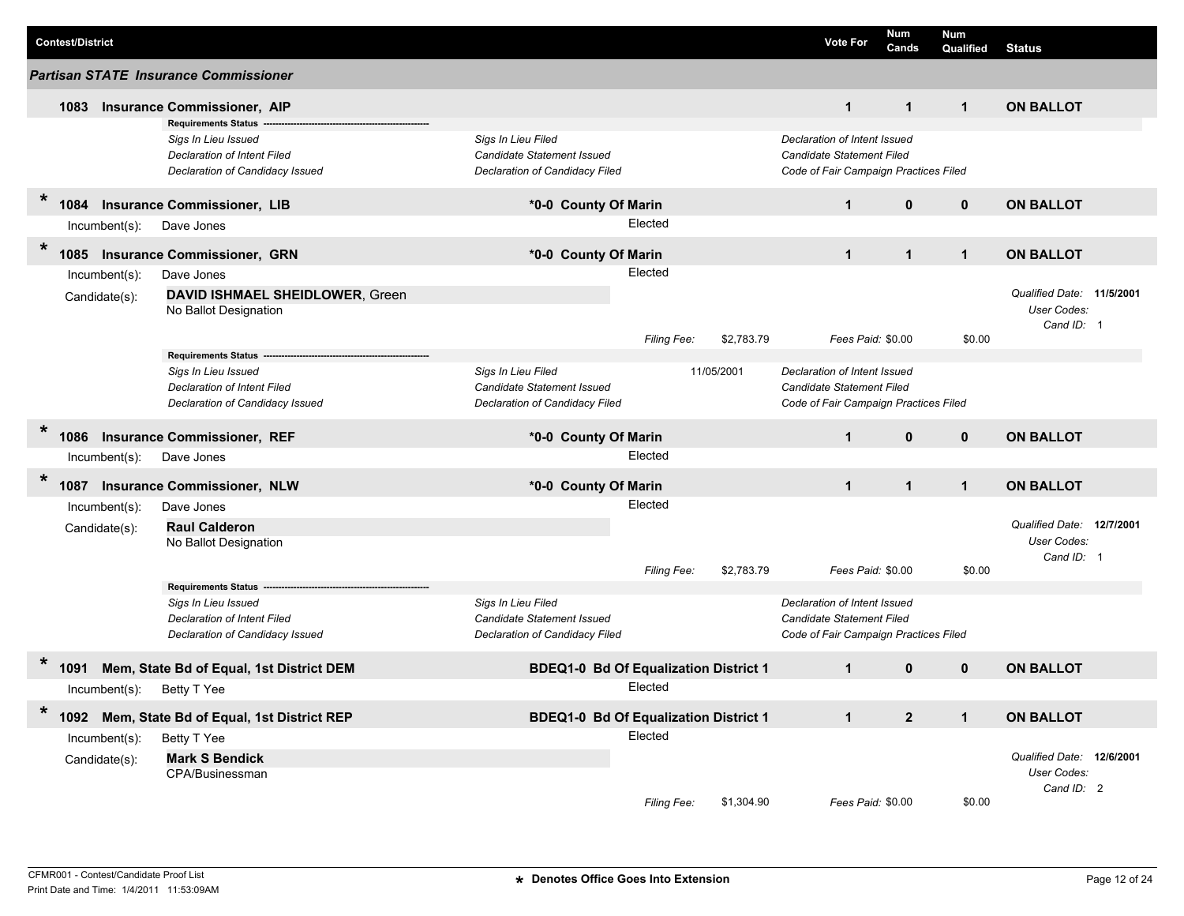| Contest/District | | | Vote For | Num Cands | Num Qualified | Status |
|---|---|---|---|---|---|---|

## Partisan STATE Insurance Commissioner

**1083 Insurance Commissioner, AIP** — Vote For: 1 | Num Cands: 1 | Num Qualified: 1 | **ON BALLOT**

Requirements Status

| | | |
|---|---|---|
| *Sigs In Lieu Issued* | *Sigs In Lieu Filed* | *Declaration of Intent Issued* |
| *Declaration of Intent Filed* | *Candidate Statement Issued* | *Candidate Statement Filed* |
| *Declaration of Candidacy Issued* | *Declaration of Candidacy Filed* | *Code of Fair Campaign Practices Filed* |

\* **1084 Insurance Commissioner, LIB** — **\*0-0 County Of Marin** — Vote For: 1 | Num Cands: 0 | Num Qualified: 0 | **ON BALLOT**

Incumbent(s): Dave Jones — Elected

\* **1085 Insurance Commissioner, GRN** — **\*0-0 County Of Marin** — Vote For: 1 | Num Cands: 1 | Num Qualified: 1 | **ON BALLOT**

Incumbent(s): Dave Jones — Elected

Candidate(s): **DAVID ISHMAEL SHEIDLOWER**, Green
No Ballot Designation
*Qualified Date:* **11/5/2001**
*User Codes:*
*Cand ID:* 1
*Filing Fee:* $2,783.79 *Fees Paid:* $0.00 $0.00

Requirements Status

| | | |
|---|---|---|
| *Sigs In Lieu Issued* | *Sigs In Lieu Filed* 11/05/2001 | *Declaration of Intent Issued* |
| *Declaration of Intent Filed* | *Candidate Statement Issued* | *Candidate Statement Filed* |
| *Declaration of Candidacy Issued* | *Declaration of Candidacy Filed* | *Code of Fair Campaign Practices Filed* |

\* **1086 Insurance Commissioner, REF** — **\*0-0 County Of Marin** — Vote For: 1 | Num Cands: 0 | Num Qualified: 0 | **ON BALLOT**

Incumbent(s): Dave Jones — Elected

\* **1087 Insurance Commissioner, NLW** — **\*0-0 County Of Marin** — Vote For: 1 | Num Cands: 1 | Num Qualified: 1 | **ON BALLOT**

Incumbent(s): Dave Jones — Elected

Candidate(s): **Raul Calderon**
No Ballot Designation
*Qualified Date:* **12/7/2001**
*User Codes:*
*Cand ID:* 1
*Filing Fee:* $2,783.79 *Fees Paid:* $0.00 $0.00

Requirements Status

| | | |
|---|---|---|
| *Sigs In Lieu Issued* | *Sigs In Lieu Filed* | *Declaration of Intent Issued* |
| *Declaration of Intent Filed* | *Candidate Statement Issued* | *Candidate Statement Filed* |
| *Declaration of Candidacy Issued* | *Declaration of Candidacy Filed* | *Code of Fair Campaign Practices Filed* |

\* **1091 Mem, State Bd of Equal, 1st District DEM** — **BDEQ1-0 Bd Of Equalization District 1** — Vote For: 1 | Num Cands: 0 | Num Qualified: 0 | **ON BALLOT**

Incumbent(s): Betty T Yee — Elected

\* **1092 Mem, State Bd of Equal, 1st District REP** — **BDEQ1-0 Bd Of Equalization District 1** — Vote For: 1 | Num Cands: 2 | Num Qualified: 1 | **ON BALLOT**

Incumbent(s): Betty T Yee — Elected

Candidate(s): **Mark S Bendick**
CPA/Businessman
*Qualified Date:* **12/6/2001**
*User Codes:*
*Cand ID:* 2
*Filing Fee:* $1,304.90 *Fees Paid:* $0.00 $0.00

CFMR001 - Contest/Candidate Proof List
Print Date and Time: 1/4/2011 11:53:09AM

\* Denotes Office Goes Into Extension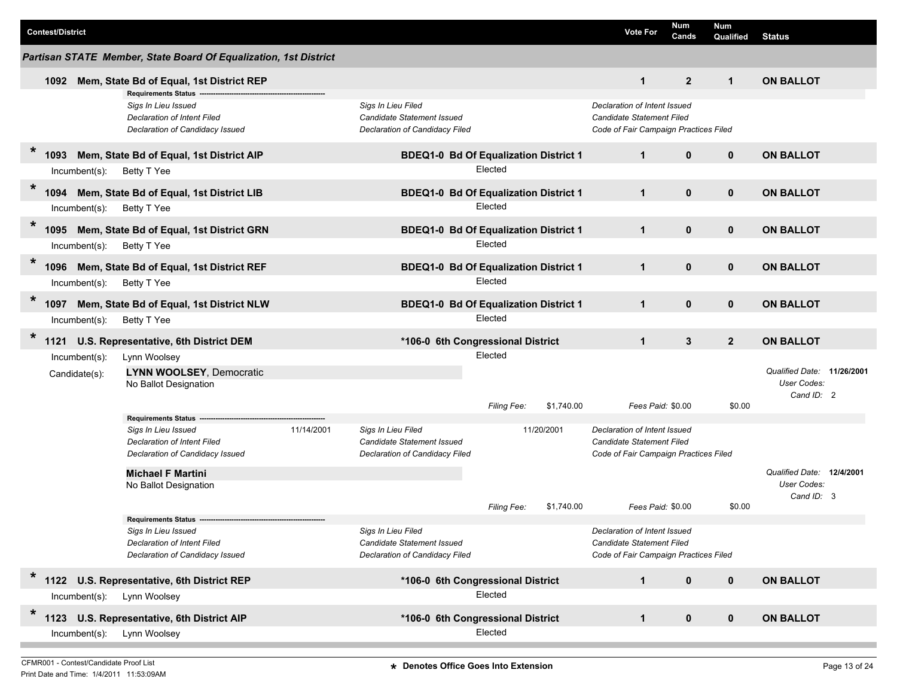| Contest/District | | Vote For | Num Cands | Num Qualified | Status |
|---|---|---|---|---|---|

## Partisan STATE Member, State Board Of Equalization, 1st District

**1092 Mem, State Bd of Equal, 1st District REP** | Vote For: 1 | Num Cands: 2 | Num Qualified: 1 | **ON BALLOT**

**Requirements Status**

| | | |
|---|---|---|
| *Sigs In Lieu Issued* | *Sigs In Lieu Filed* | *Declaration of Intent Issued* |
| *Declaration of Intent Filed* | *Candidate Statement Issued* | *Candidate Statement Filed* |
| *Declaration of Candidacy Issued* | *Declaration of Candidacy Filed* | *Code of Fair Campaign Practices Filed* |

| | Contest | District | Vote For | Num Cands | Num Qualified | Status |
|---|---|---|---|---|---|---|
| * | **1093 Mem, State Bd of Equal, 1st District AIP** (Incumbent(s): Betty T Yee) | **BDEQ1-0 Bd Of Equalization District 1** (Elected) | 1 | 0 | 0 | **ON BALLOT** |
| * | **1094 Mem, State Bd of Equal, 1st District LIB** (Incumbent(s): Betty T Yee) | **BDEQ1-0 Bd Of Equalization District 1** (Elected) | 1 | 0 | 0 | **ON BALLOT** |
| * | **1095 Mem, State Bd of Equal, 1st District GRN** (Incumbent(s): Betty T Yee) | **BDEQ1-0 Bd Of Equalization District 1** (Elected) | 1 | 0 | 0 | **ON BALLOT** |
| * | **1096 Mem, State Bd of Equal, 1st District REF** (Incumbent(s): Betty T Yee) | **BDEQ1-0 Bd Of Equalization District 1** (Elected) | 1 | 0 | 0 | **ON BALLOT** |
| * | **1097 Mem, State Bd of Equal, 1st District NLW** (Incumbent(s): Betty T Yee) | **BDEQ1-0 Bd Of Equalization District 1** (Elected) | 1 | 0 | 0 | **ON BALLOT** |
| * | **1121 U.S. Representative, 6th District DEM** (Incumbent(s): Lynn Woolsey) | ***106-0 6th Congressional District** (Elected) | 1 | 3 | 2 | **ON BALLOT** |

**Candidate(s):**

**LYNN WOOLSEY**, Democratic
No Ballot Designation

*Qualified Date:* **11/26/2001**
*User Codes:*
*Cand ID:* 2

*Filing Fee:* $1,740.00 | *Fees Paid:* $0.00 | $0.00

**Requirements Status**

| | | | | |
|---|---|---|---|---|
| *Sigs In Lieu Issued* | 11/14/2001 | *Sigs In Lieu Filed* | 11/20/2001 | *Declaration of Intent Issued* |
| *Declaration of Intent Filed* | | *Candidate Statement Issued* | | *Candidate Statement Filed* |
| *Declaration of Candidacy Issued* | | *Declaration of Candidacy Filed* | | *Code of Fair Campaign Practices Filed* |

**Michael F Martini**
No Ballot Designation

*Qualified Date:* **12/4/2001**
*User Codes:*
*Cand ID:* 3

*Filing Fee:* $1,740.00 | *Fees Paid:* $0.00 | $0.00

**Requirements Status**

| | | |
|---|---|---|
| *Sigs In Lieu Issued* | *Sigs In Lieu Filed* | *Declaration of Intent Issued* |
| *Declaration of Intent Filed* | *Candidate Statement Issued* | *Candidate Statement Filed* |
| *Declaration of Candidacy Issued* | *Declaration of Candidacy Filed* | *Code of Fair Campaign Practices Filed* |

| | Contest | District | Vote For | Num Cands | Num Qualified | Status |
|---|---|---|---|---|---|---|
| * | **1122 U.S. Representative, 6th District REP** (Incumbent(s): Lynn Woolsey) | ***106-0 6th Congressional District** (Elected) | 1 | 0 | 0 | **ON BALLOT** |
| * | **1123 U.S. Representative, 6th District AIP** (Incumbent(s): Lynn Woolsey) | ***106-0 6th Congressional District** (Elected) | 1 | 0 | 0 | **ON BALLOT** |

CFMR001 - Contest/Candidate Proof List
Print Date and Time: 1/4/2011 11:53:09AM

**\* Denotes Office Goes Into Extension**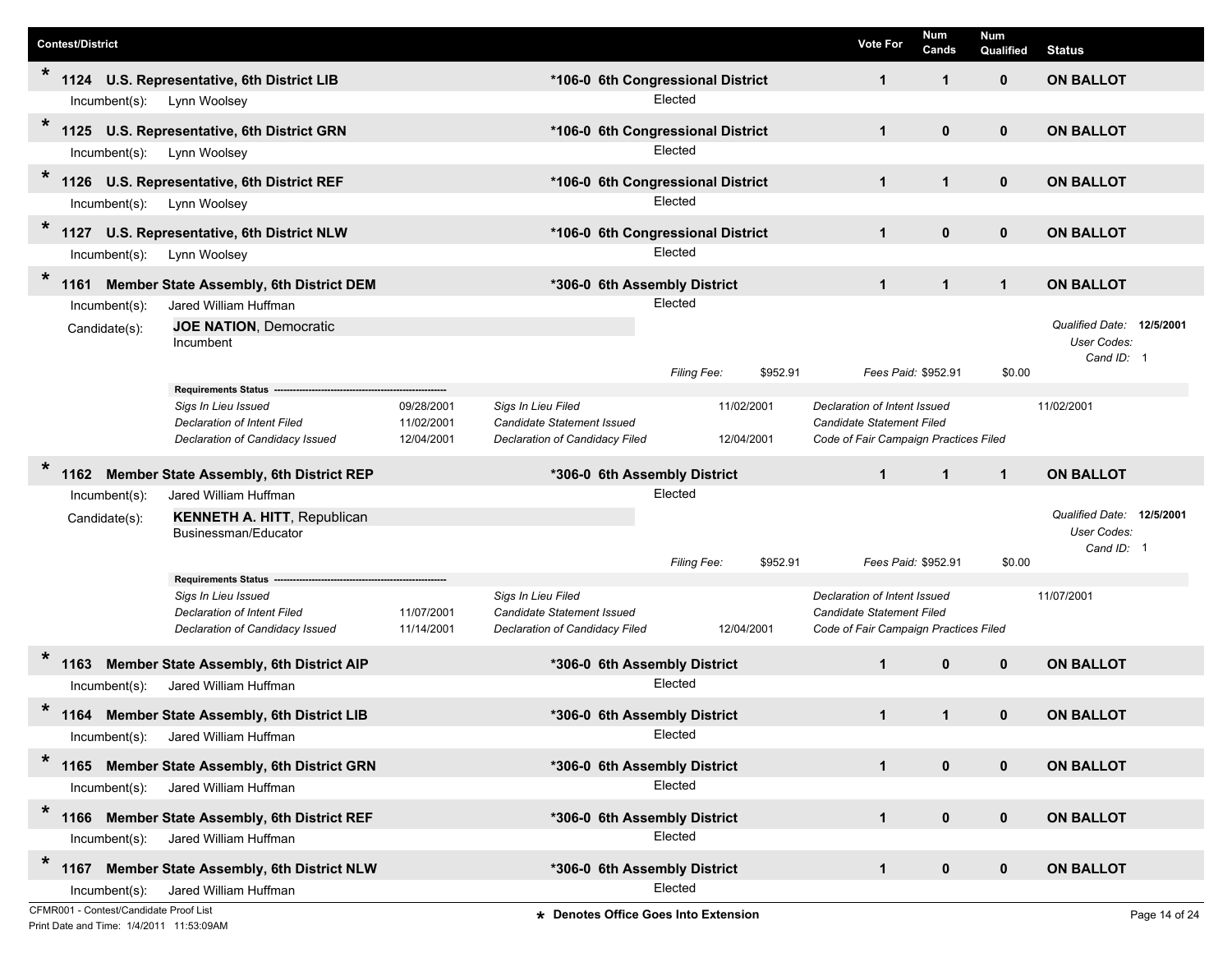| Contest/District | | Vote For | Num Cands | Num Qualified | Status |
|---|---|---|---|---|---|
| * 1124 U.S. Representative, 6th District LIB | *106-0 6th Congressional District | 1 | 1 | 0 | ON BALLOT |
| * 1125 U.S. Representative, 6th District GRN | *106-0 6th Congressional District | 1 | 0 | 0 | ON BALLOT |
| * 1126 U.S. Representative, 6th District REF | *106-0 6th Congressional District | 1 | 1 | 0 | ON BALLOT |
| * 1127 U.S. Representative, 6th District NLW | *106-0 6th Congressional District | 1 | 0 | 0 | ON BALLOT |

**\* 1124 U.S. Representative, 6th District LIB** — *106-0 6th Congressional District — Vote For: 1 — Num Cands: 1 — Num Qualified: 0 — ON BALLOT
Incumbent(s): Lynn Woolsey — Elected

**\* 1125 U.S. Representative, 6th District GRN** — *106-0 6th Congressional District — Vote For: 1 — Num Cands: 0 — Num Qualified: 0 — ON BALLOT
Incumbent(s): Lynn Woolsey — Elected

**\* 1126 U.S. Representative, 6th District REF** — *106-0 6th Congressional District — Vote For: 1 — Num Cands: 1 — Num Qualified: 0 — ON BALLOT
Incumbent(s): Lynn Woolsey — Elected

**\* 1127 U.S. Representative, 6th District NLW** — *106-0 6th Congressional District — Vote For: 1 — Num Cands: 0 — Num Qualified: 0 — ON BALLOT
Incumbent(s): Lynn Woolsey — Elected

**\* 1161 Member State Assembly, 6th District DEM** — *306-0 6th Assembly District — Vote For: 1 — Num Cands: 1 — Num Qualified: 1 — ON BALLOT
Incumbent(s): Jared William Huffman — Elected

Candidate(s): **JOE NATION**, Democratic
Incumbent

*Qualified Date:* **12/5/2001**
*User Codes:*
*Cand ID:* 1

*Filing Fee:* $952.91 — *Fees Paid:* $952.91 — $0.00

**Requirements Status**

| | | | | | |
|---|---|---|---|---|---|
| *Sigs In Lieu Issued* | 09/28/2001 | *Sigs In Lieu Filed* | 11/02/2001 | *Declaration of Intent Issued* | 11/02/2001 |
| *Declaration of Intent Filed* | 11/02/2001 | *Candidate Statement Issued* | | *Candidate Statement Filed* | |
| *Declaration of Candidacy Issued* | 12/04/2001 | *Declaration of Candidacy Filed* | 12/04/2001 | *Code of Fair Campaign Practices Filed* | |

**\* 1162 Member State Assembly, 6th District REP** — *306-0 6th Assembly District — Vote For: 1 — Num Cands: 1 — Num Qualified: 1 — ON BALLOT
Incumbent(s): Jared William Huffman — Elected

Candidate(s): **KENNETH A. HITT**, Republican
Businessman/Educator

*Qualified Date:* **12/5/2001**
*User Codes:*
*Cand ID:* 1

*Filing Fee:* $952.91 — *Fees Paid:* $952.91 — $0.00

**Requirements Status**

| | | | | | |
|---|---|---|---|---|---|
| *Sigs In Lieu Issued* | | *Sigs In Lieu Filed* | | *Declaration of Intent Issued* | 11/07/2001 |
| *Declaration of Intent Filed* | 11/07/2001 | *Candidate Statement Issued* | | *Candidate Statement Filed* | |
| *Declaration of Candidacy Issued* | 11/14/2001 | *Declaration of Candidacy Filed* | 12/04/2001 | *Code of Fair Campaign Practices Filed* | |

**\* 1163 Member State Assembly, 6th District AIP** — *306-0 6th Assembly District — Vote For: 1 — Num Cands: 0 — Num Qualified: 0 — ON BALLOT
Incumbent(s): Jared William Huffman — Elected

**\* 1164 Member State Assembly, 6th District LIB** — *306-0 6th Assembly District — Vote For: 1 — Num Cands: 1 — Num Qualified: 0 — ON BALLOT
Incumbent(s): Jared William Huffman — Elected

**\* 1165 Member State Assembly, 6th District GRN** — *306-0 6th Assembly District — Vote For: 1 — Num Cands: 0 — Num Qualified: 0 — ON BALLOT
Incumbent(s): Jared William Huffman — Elected

**\* 1166 Member State Assembly, 6th District REF** — *306-0 6th Assembly District — Vote For: 1 — Num Cands: 0 — Num Qualified: 0 — ON BALLOT
Incumbent(s): Jared William Huffman — Elected

**\* 1167 Member State Assembly, 6th District NLW** — *306-0 6th Assembly District — Vote For: 1 — Num Cands: 0 — Num Qualified: 0 — ON BALLOT
Incumbent(s): Jared William Huffman — Elected

CFMR001 - Contest/Candidate Proof List
Print Date and Time: 1/4/2011 11:53:09AM

**\* Denotes Office Goes Into Extension**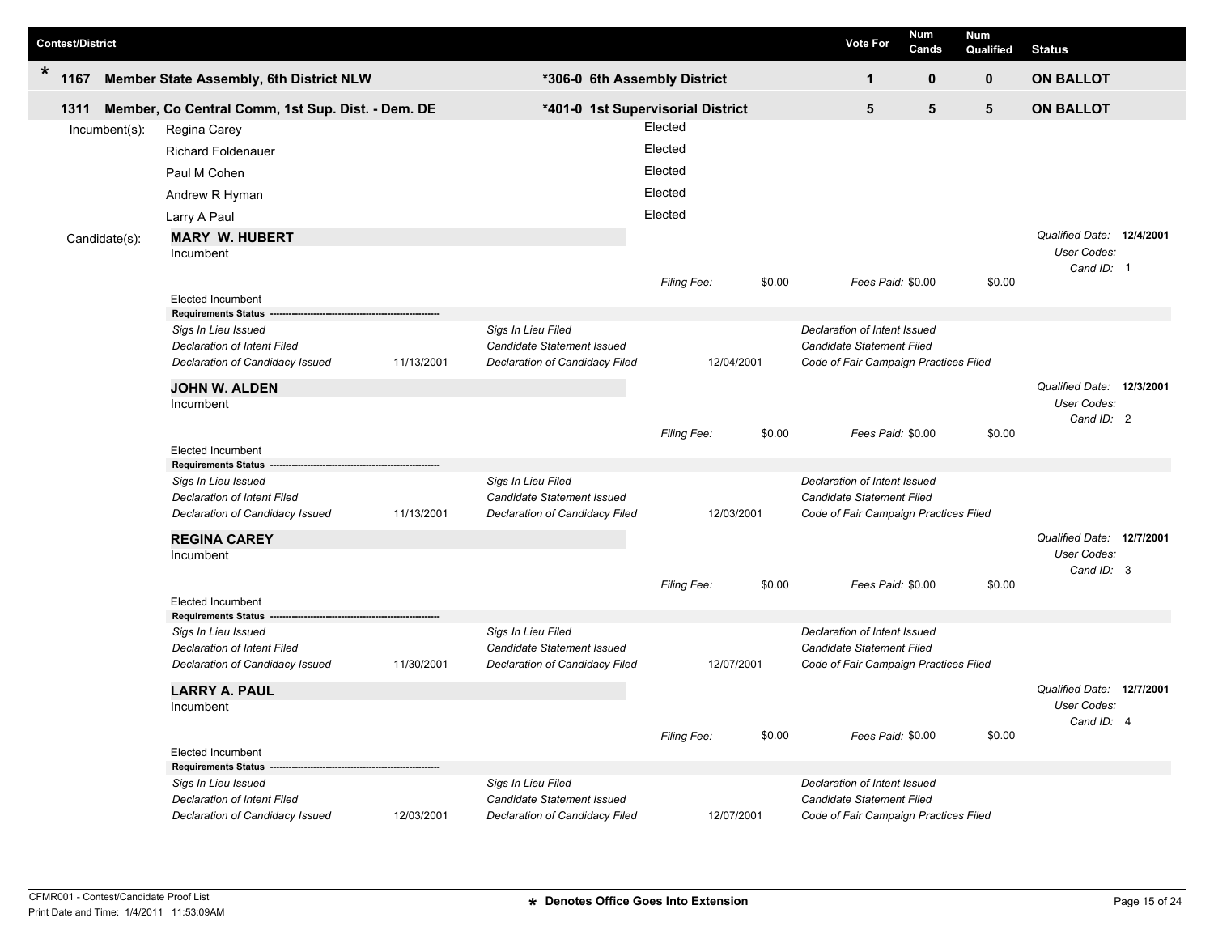| Contest/District | | | Vote For | Num Cands | Num Qualified | Status |
|---|---|---|---|---|---|---|
| * 1167 | Member State Assembly, 6th District NLW | *306-0 6th Assembly District | 1 | 0 | 0 | ON BALLOT |
| 1311 | Member, Co Central Comm, 1st Sup. Dist. - Dem. DE | *401-0 1st Supervisorial District | 5 | 5 | 5 | ON BALLOT |

**Incumbent(s):**

| Name | Status |
|---|---|
| Regina Carey | Elected |
| Richard Foldenauer | Elected |
| Paul M Cohen | Elected |
| Andrew R Hyman | Elected |
| Larry A Paul | Elected |

**Candidate(s):**

**MARY W. HUBERT**
Incumbent

*Filing Fee:* $0.00 *Fees Paid:* $0.00 $0.00

*Qualified Date:* 12/4/2001
*User Codes:*
*Cand ID:* 1

Elected Incumbent

**Requirements Status**

| | | | | |
|---|---|---|---|---|
| *Sigs In Lieu Issued* | | *Sigs In Lieu Filed* | | *Declaration of Intent Issued* |
| *Declaration of Intent Filed* | | *Candidate Statement Issued* | | *Candidate Statement Filed* |
| *Declaration of Candidacy Issued* | 11/13/2001 | *Declaration of Candidacy Filed* | 12/04/2001 | *Code of Fair Campaign Practices Filed* |

**JOHN W. ALDEN**
Incumbent

*Filing Fee:* $0.00 *Fees Paid:* $0.00 $0.00

*Qualified Date:* 12/3/2001
*User Codes:*
*Cand ID:* 2

Elected Incumbent

**Requirements Status**

| | | | | |
|---|---|---|---|---|
| *Sigs In Lieu Issued* | | *Sigs In Lieu Filed* | | *Declaration of Intent Issued* |
| *Declaration of Intent Filed* | | *Candidate Statement Issued* | | *Candidate Statement Filed* |
| *Declaration of Candidacy Issued* | 11/13/2001 | *Declaration of Candidacy Filed* | 12/03/2001 | *Code of Fair Campaign Practices Filed* |

**REGINA CAREY**
Incumbent

*Filing Fee:* $0.00 *Fees Paid:* $0.00 $0.00

*Qualified Date:* 12/7/2001
*User Codes:*
*Cand ID:* 3

Elected Incumbent

**Requirements Status**

| | | | | |
|---|---|---|---|---|
| *Sigs In Lieu Issued* | | *Sigs In Lieu Filed* | | *Declaration of Intent Issued* |
| *Declaration of Intent Filed* | | *Candidate Statement Issued* | | *Candidate Statement Filed* |
| *Declaration of Candidacy Issued* | 11/30/2001 | *Declaration of Candidacy Filed* | 12/07/2001 | *Code of Fair Campaign Practices Filed* |

**LARRY A. PAUL**
Incumbent

*Filing Fee:* $0.00 *Fees Paid:* $0.00 $0.00

*Qualified Date:* 12/7/2001
*User Codes:*
*Cand ID:* 4

Elected Incumbent

**Requirements Status**

| | | | | |
|---|---|---|---|---|
| *Sigs In Lieu Issued* | | *Sigs In Lieu Filed* | | *Declaration of Intent Issued* |
| *Declaration of Intent Filed* | | *Candidate Statement Issued* | | *Candidate Statement Filed* |
| *Declaration of Candidacy Issued* | 12/03/2001 | *Declaration of Candidacy Filed* | 12/07/2001 | *Code of Fair Campaign Practices Filed* |

CFMR001 - Contest/Candidate Proof List
Print Date and Time: 1/4/2011 11:53:09AM

* Denotes Office Goes Into Extension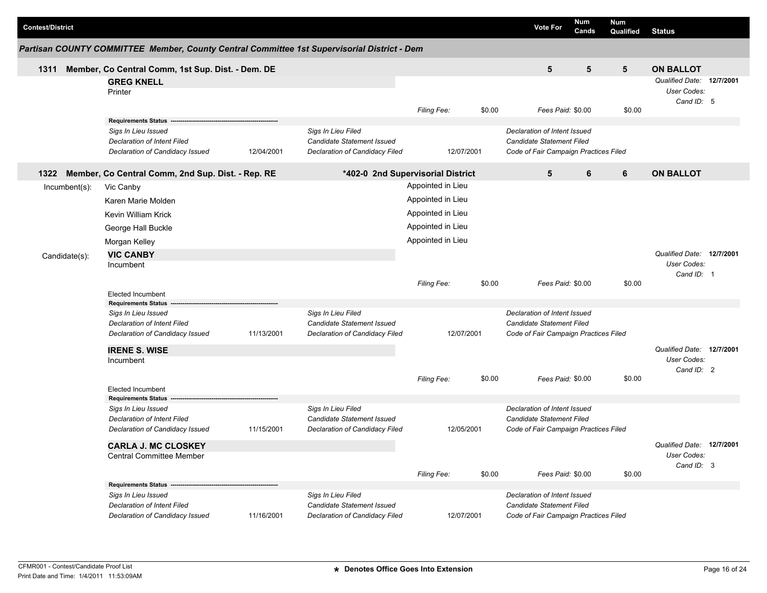| Contest/District | Vote For | Num Cands | Num Qualified | Status |
|---|---|---|---|---|

## Partisan COUNTY COMMITTEE Member, County Central Committee 1st Supervisorial District - Dem

| 1311 Member, Co Central Comm, 1st Sup. Dist. - Dem. DE | 5 | 5 | 5 | ON BALLOT |
|---|---|---|---|---|

**GREG KNELL**
Printer

*Qualified Date:* **12/7/2001**
*User Codes:*
*Cand ID:* 5

*Filing Fee:* $0.00 *Fees Paid:* $0.00 $0.00

**Requirements Status**

| | | | | |
|---|---|---|---|---|
| *Sigs In Lieu Issued* | | *Sigs In Lieu Filed* | | *Declaration of Intent Issued* |
| *Declaration of Intent Filed* | | *Candidate Statement Issued* | | *Candidate Statement Filed* |
| *Declaration of Candidacy Issued* | 12/04/2001 | *Declaration of Candidacy Filed* | 12/07/2001 | *Code of Fair Campaign Practices Filed* |

| 1322 Member, Co Central Comm, 2nd Sup. Dist. - Rep. RE | *402-0 2nd Supervisorial District | 5 | 6 | 6 | ON BALLOT |
|---|---|---|---|---|---|

Incumbent(s):

| Name | |
|---|---|
| Vic Canby | Appointed in Lieu |
| Karen Marie Molden | Appointed in Lieu |
| Kevin William Krick | Appointed in Lieu |
| George Hall Buckle | Appointed in Lieu |
| Morgan Kelley | Appointed in Lieu |

Candidate(s):

**VIC CANBY**
Incumbent

*Qualified Date:* **12/7/2001**
*User Codes:*
*Cand ID:* 1

*Filing Fee:* $0.00 *Fees Paid:* $0.00 $0.00

Elected Incumbent

**Requirements Status**

| | | | | |
|---|---|---|---|---|
| *Sigs In Lieu Issued* | | *Sigs In Lieu Filed* | | *Declaration of Intent Issued* |
| *Declaration of Intent Filed* | | *Candidate Statement Issued* | | *Candidate Statement Filed* |
| *Declaration of Candidacy Issued* | 11/13/2001 | *Declaration of Candidacy Filed* | 12/07/2001 | *Code of Fair Campaign Practices Filed* |

**IRENE S. WISE**
Incumbent

*Qualified Date:* **12/7/2001**
*User Codes:*
*Cand ID:* 2

*Filing Fee:* $0.00 *Fees Paid:* $0.00 $0.00

Elected Incumbent

**Requirements Status**

| | | | | |
|---|---|---|---|---|
| *Sigs In Lieu Issued* | | *Sigs In Lieu Filed* | | *Declaration of Intent Issued* |
| *Declaration of Intent Filed* | | *Candidate Statement Issued* | | *Candidate Statement Filed* |
| *Declaration of Candidacy Issued* | 11/15/2001 | *Declaration of Candidacy Filed* | 12/05/2001 | *Code of Fair Campaign Practices Filed* |

**CARLA J. MC CLOSKEY**
Central Committee Member

*Qualified Date:* **12/7/2001**
*User Codes:*
*Cand ID:* 3

*Filing Fee:* $0.00 *Fees Paid:* $0.00 $0.00

**Requirements Status**

| | | | | |
|---|---|---|---|---|
| *Sigs In Lieu Issued* | | *Sigs In Lieu Filed* | | *Declaration of Intent Issued* |
| *Declaration of Intent Filed* | | *Candidate Statement Issued* | | *Candidate Statement Filed* |
| *Declaration of Candidacy Issued* | 11/16/2001 | *Declaration of Candidacy Filed* | 12/07/2001 | *Code of Fair Campaign Practices Filed* |

CFMR001 - Contest/Candidate Proof List
Print Date and Time: 1/4/2011 11:53:09AM

* Denotes Office Goes Into Extension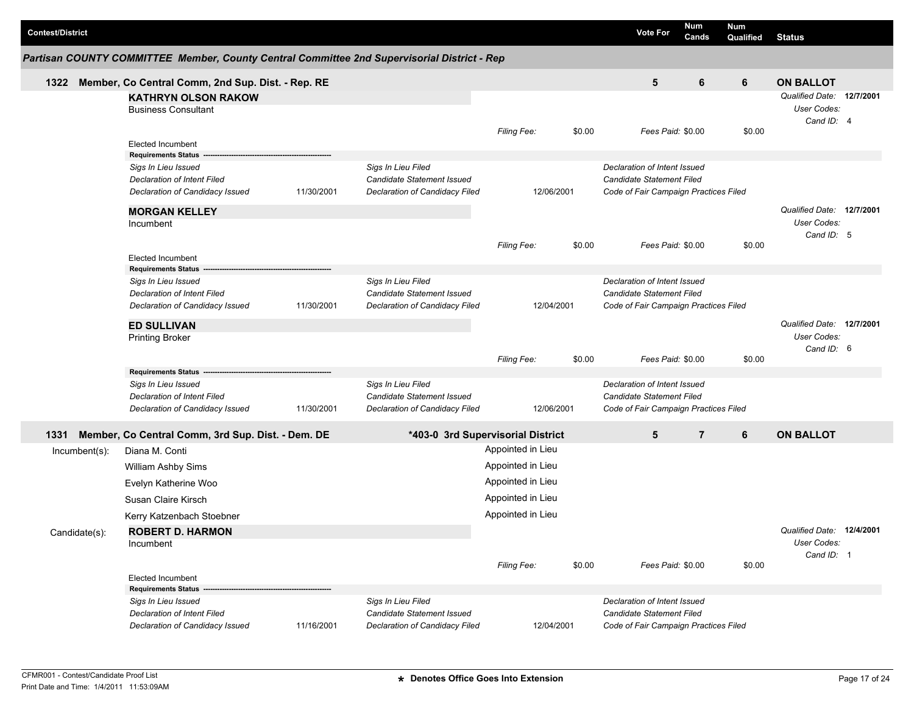| Contest/District | Vote For | Num Cands | Num Qualified | Status |
|---|---|---|---|---|

## Partisan COUNTY COMMITTEE Member, County Central Committee 2nd Supervisorial District - Rep

**1322 Member, Co Central Comm, 2nd Sup. Dist. - Rep. RE** — Vote For: 5 | Num Cands: 6 | Num Qualified: 6 | **ON BALLOT**

**KATHRYN OLSON RAKOW**
Business Consultant
*Filing Fee:* $0.00 *Fees Paid:* $0.00 $0.00
*Qualified Date:* **12/7/2001** *User Codes:* *Cand ID:* 4
Elected Incumbent

**Requirements Status**

| | | | | |
|---|---|---|---|---|
| *Sigs In Lieu Issued* | | *Sigs In Lieu Filed* | | *Declaration of Intent Issued* |
| *Declaration of Intent Filed* | | *Candidate Statement Issued* | | *Candidate Statement Filed* |
| *Declaration of Candidacy Issued* | 11/30/2001 | *Declaration of Candidacy Filed* | 12/06/2001 | *Code of Fair Campaign Practices Filed* |

**MORGAN KELLEY**
Incumbent
*Filing Fee:* $0.00 *Fees Paid:* $0.00 $0.00
*Qualified Date:* **12/7/2001** *User Codes:* *Cand ID:* 5
Elected Incumbent

**Requirements Status**

| | | | | |
|---|---|---|---|---|
| *Sigs In Lieu Issued* | | *Sigs In Lieu Filed* | | *Declaration of Intent Issued* |
| *Declaration of Intent Filed* | | *Candidate Statement Issued* | | *Candidate Statement Filed* |
| *Declaration of Candidacy Issued* | 11/30/2001 | *Declaration of Candidacy Filed* | 12/04/2001 | *Code of Fair Campaign Practices Filed* |

**ED SULLIVAN**
Printing Broker
*Filing Fee:* $0.00 *Fees Paid:* $0.00 $0.00
*Qualified Date:* **12/7/2001** *User Codes:* *Cand ID:* 6

**Requirements Status**

| | | | | |
|---|---|---|---|---|
| *Sigs In Lieu Issued* | | *Sigs In Lieu Filed* | | *Declaration of Intent Issued* |
| *Declaration of Intent Filed* | | *Candidate Statement Issued* | | *Candidate Statement Filed* |
| *Declaration of Candidacy Issued* | 11/30/2001 | *Declaration of Candidacy Filed* | 12/06/2001 | *Code of Fair Campaign Practices Filed* |

**1331 Member, Co Central Comm, 3rd Sup. Dist. - Dem. DE** — **\*403-0 3rd Supervisorial District** — Vote For: 5 | Num Cands: 7 | Num Qualified: 6 | **ON BALLOT**

Incumbent(s):

| Name | |
|---|---|
| Diana M. Conti | Appointed in Lieu |
| William Ashby Sims | Appointed in Lieu |
| Evelyn Katherine Woo | Appointed in Lieu |
| Susan Claire Kirsch | Appointed in Lieu |
| Kerry Katzenbach Stoebner | Appointed in Lieu |

Candidate(s):

**ROBERT D. HARMON**
Incumbent
*Filing Fee:* $0.00 *Fees Paid:* $0.00 $0.00
*Qualified Date:* **12/4/2001** *User Codes:* *Cand ID:* 1
Elected Incumbent

**Requirements Status**

| | | | | |
|---|---|---|---|---|
| *Sigs In Lieu Issued* | | *Sigs In Lieu Filed* | | *Declaration of Intent Issued* |
| *Declaration of Intent Filed* | | *Candidate Statement Issued* | | *Candidate Statement Filed* |
| *Declaration of Candidacy Issued* | 11/16/2001 | *Declaration of Candidacy Filed* | 12/04/2001 | *Code of Fair Campaign Practices Filed* |

CFMR001 - Contest/Candidate Proof List
Print Date and Time: 1/4/2011 11:53:09AM

\* Denotes Office Goes Into Extension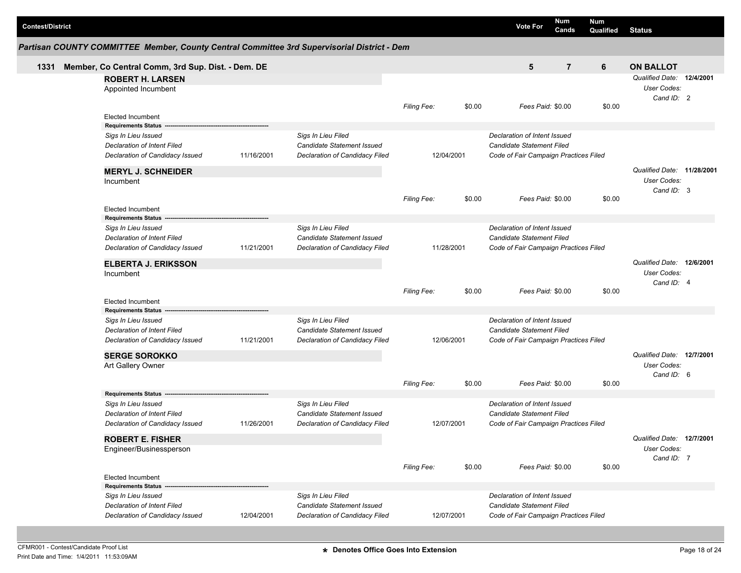| Contest/District | Vote For | Num Cands | Num Qualified | Status |
|---|---|---|---|---|

### Partisan COUNTY COMMITTEE Member, County Central Committee 3rd Supervisorial District - Dem

| 1331 Member, Co Central Comm, 3rd Sup. Dist. - Dem. DE | 5 | 7 | 6 | ON BALLOT |
|---|---|---|---|---|

**ROBERT H. LARSEN**
Appointed Incumbent

*Qualified Date:* **12/4/2001**
*User Codes:*
*Cand ID:* 2

*Filing Fee:* $0.00 | *Fees Paid:* $0.00 | $0.00

Elected Incumbent

**Requirements Status**

| | | | | |
|---|---|---|---|---|
| *Sigs In Lieu Issued* | | *Sigs In Lieu Filed* | | *Declaration of Intent Issued* |
| *Declaration of Intent Filed* | | *Candidate Statement Issued* | | *Candidate Statement Filed* |
| *Declaration of Candidacy Issued* | 11/16/2001 | *Declaration of Candidacy Filed* | 12/04/2001 | *Code of Fair Campaign Practices Filed* |

**MERYL J. SCHNEIDER**
Incumbent

*Qualified Date:* **11/28/2001**
*User Codes:*
*Cand ID:* 3

*Filing Fee:* $0.00 | *Fees Paid:* $0.00 | $0.00

Elected Incumbent

**Requirements Status**

| | | | | |
|---|---|---|---|---|
| *Sigs In Lieu Issued* | | *Sigs In Lieu Filed* | | *Declaration of Intent Issued* |
| *Declaration of Intent Filed* | | *Candidate Statement Issued* | | *Candidate Statement Filed* |
| *Declaration of Candidacy Issued* | 11/21/2001 | *Declaration of Candidacy Filed* | 11/28/2001 | *Code of Fair Campaign Practices Filed* |

**ELBERTA J. ERIKSSON**
Incumbent

*Qualified Date:* **12/6/2001**
*User Codes:*
*Cand ID:* 4

*Filing Fee:* $0.00 | *Fees Paid:* $0.00 | $0.00

Elected Incumbent

**Requirements Status**

| | | | | |
|---|---|---|---|---|
| *Sigs In Lieu Issued* | | *Sigs In Lieu Filed* | | *Declaration of Intent Issued* |
| *Declaration of Intent Filed* | | *Candidate Statement Issued* | | *Candidate Statement Filed* |
| *Declaration of Candidacy Issued* | 11/21/2001 | *Declaration of Candidacy Filed* | 12/06/2001 | *Code of Fair Campaign Practices Filed* |

**SERGE SOROKKO**
Art Gallery Owner

*Qualified Date:* **12/7/2001**
*User Codes:*
*Cand ID:* 6

*Filing Fee:* $0.00 | *Fees Paid:* $0.00 | $0.00

**Requirements Status**

| | | | | |
|---|---|---|---|---|
| *Sigs In Lieu Issued* | | *Sigs In Lieu Filed* | | *Declaration of Intent Issued* |
| *Declaration of Intent Filed* | | *Candidate Statement Issued* | | *Candidate Statement Filed* |
| *Declaration of Candidacy Issued* | 11/26/2001 | *Declaration of Candidacy Filed* | 12/07/2001 | *Code of Fair Campaign Practices Filed* |

**ROBERT E. FISHER**
Engineer/Businessperson

*Qualified Date:* **12/7/2001**
*User Codes:*
*Cand ID:* 7

*Filing Fee:* $0.00 | *Fees Paid:* $0.00 | $0.00

Elected Incumbent

**Requirements Status**

| | | | | |
|---|---|---|---|---|
| *Sigs In Lieu Issued* | | *Sigs In Lieu Filed* | | *Declaration of Intent Issued* |
| *Declaration of Intent Filed* | | *Candidate Statement Issued* | | *Candidate Statement Filed* |
| *Declaration of Candidacy Issued* | 12/04/2001 | *Declaration of Candidacy Filed* | 12/07/2001 | *Code of Fair Campaign Practices Filed* |

CFMR001 - Contest/Candidate Proof List
Print Date and Time: 1/4/2011 11:53:09AM

★ Denotes Office Goes Into Extension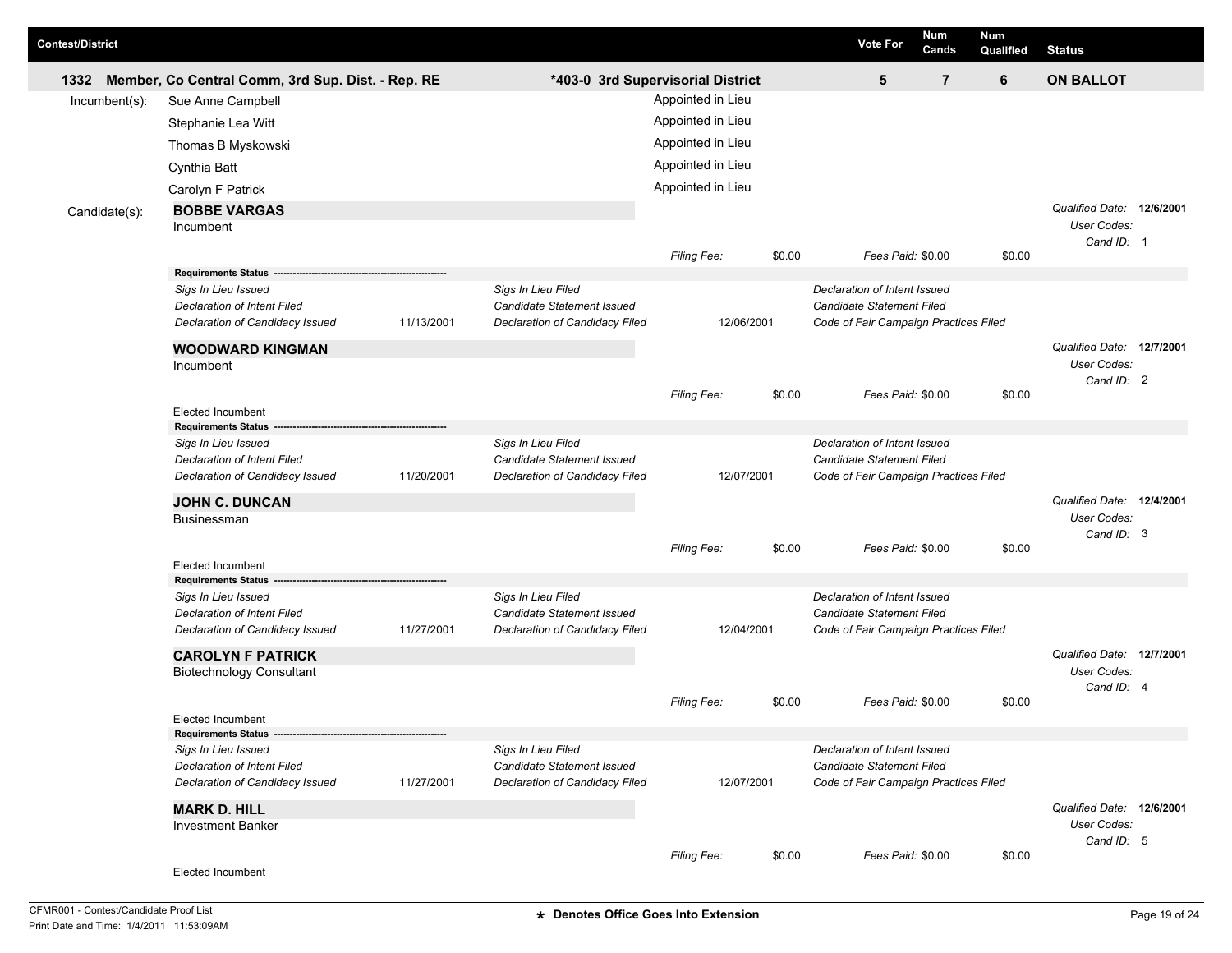| Contest/District | | Vote For | Num Cands | Num Qualified | Status |
|---|---|---|---|---|---|
| 1332 Member, Co Central Comm, 3rd Sup. Dist. - Rep. RE | *403-0 3rd Supervisorial District | 5 | 7 | 6 | ON BALLOT |

Incumbent(s):

| Name | |
|---|---|
| Sue Anne Campbell | Appointed in Lieu |
| Stephanie Lea Witt | Appointed in Lieu |
| Thomas B Myskowski | Appointed in Lieu |
| Cynthia Batt | Appointed in Lieu |
| Carolyn F Patrick | Appointed in Lieu |

Candidate(s):

**BOBBE VARGAS**
Incumbent

*Filing Fee:* $0.00 *Fees Paid:* $0.00 $0.00

*Qualified Date:* **12/6/2001**
*User Codes:*
*Cand ID:* 1

**Requirements Status**

| | | | | |
|---|---|---|---|---|
| *Sigs In Lieu Issued* | | *Sigs In Lieu Filed* | | *Declaration of Intent Issued* |
| *Declaration of Intent Filed* | | *Candidate Statement Issued* | | *Candidate Statement Filed* |
| *Declaration of Candidacy Issued* | 11/13/2001 | *Declaration of Candidacy Filed* | 12/06/2001 | *Code of Fair Campaign Practices Filed* |

**WOODWARD KINGMAN**
Incumbent

*Filing Fee:* $0.00 *Fees Paid:* $0.00 $0.00

*Qualified Date:* **12/7/2001**
*User Codes:*
*Cand ID:* 2

Elected Incumbent

**Requirements Status**

| | | | | |
|---|---|---|---|---|
| *Sigs In Lieu Issued* | | *Sigs In Lieu Filed* | | *Declaration of Intent Issued* |
| *Declaration of Intent Filed* | | *Candidate Statement Issued* | | *Candidate Statement Filed* |
| *Declaration of Candidacy Issued* | 11/20/2001 | *Declaration of Candidacy Filed* | 12/07/2001 | *Code of Fair Campaign Practices Filed* |

**JOHN C. DUNCAN**
Businessman

*Filing Fee:* $0.00 *Fees Paid:* $0.00 $0.00

*Qualified Date:* **12/4/2001**
*User Codes:*
*Cand ID:* 3

Elected Incumbent

**Requirements Status**

| | | | | |
|---|---|---|---|---|
| *Sigs In Lieu Issued* | | *Sigs In Lieu Filed* | | *Declaration of Intent Issued* |
| *Declaration of Intent Filed* | | *Candidate Statement Issued* | | *Candidate Statement Filed* |
| *Declaration of Candidacy Issued* | 11/27/2001 | *Declaration of Candidacy Filed* | 12/04/2001 | *Code of Fair Campaign Practices Filed* |

**CAROLYN F PATRICK**
Biotechnology Consultant

*Filing Fee:* $0.00 *Fees Paid:* $0.00 $0.00

*Qualified Date:* **12/7/2001**
*User Codes:*
*Cand ID:* 4

Elected Incumbent

**Requirements Status**

| | | | | |
|---|---|---|---|---|
| *Sigs In Lieu Issued* | | *Sigs In Lieu Filed* | | *Declaration of Intent Issued* |
| *Declaration of Intent Filed* | | *Candidate Statement Issued* | | *Candidate Statement Filed* |
| *Declaration of Candidacy Issued* | 11/27/2001 | *Declaration of Candidacy Filed* | 12/07/2001 | *Code of Fair Campaign Practices Filed* |

**MARK D. HILL**
Investment Banker

*Filing Fee:* $0.00 *Fees Paid:* $0.00 $0.00

*Qualified Date:* **12/6/2001**
*User Codes:*
*Cand ID:* 5

Elected Incumbent

CFMR001 - Contest/Candidate Proof List
Print Date and Time: 1/4/2011 11:53:09AM

★ Denotes Office Goes Into Extension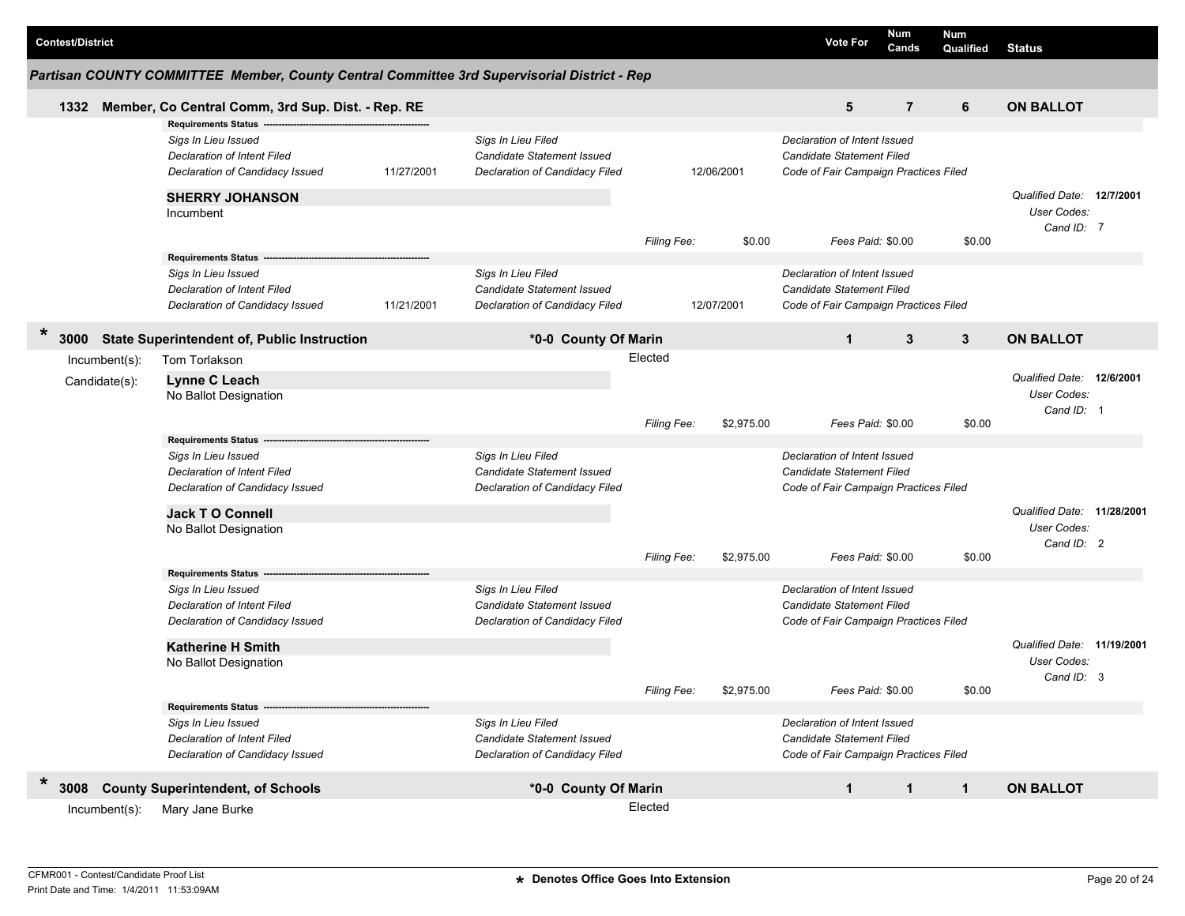| Contest/District | Vote For | Num Cands | Num Qualified | Status |
|---|---|---|---|---|

## Partisan COUNTY COMMITTEE Member, County Central Committee 3rd Supervisorial District - Rep

### 1332 Member, Co Central Comm, 3rd Sup. Dist. - Rep. RE

Vote For: 5 | Num Cands: 7 | Num Qualified: 6 | Status: **ON BALLOT**

**Requirements Status**

| | | | | |
|---|---|---|---|---|
| *Sigs In Lieu Issued* | | *Sigs In Lieu Filed* | | *Declaration of Intent Issued* |
| *Declaration of Intent Filed* | | *Candidate Statement Issued* | | *Candidate Statement Filed* |
| *Declaration of Candidacy Issued* | 11/27/2001 | *Declaration of Candidacy Filed* | 12/06/2001 | *Code of Fair Campaign Practices Filed* |

**SHERRY JOHANSON**
Incumbent

*Qualified Date:* **12/7/2001**
*User Codes:*
*Cand ID:* 7

*Filing Fee:* $0.00 *Fees Paid:* $0.00 $0.00

**Requirements Status**

| | | | | |
|---|---|---|---|---|
| *Sigs In Lieu Issued* | | *Sigs In Lieu Filed* | | *Declaration of Intent Issued* |
| *Declaration of Intent Filed* | | *Candidate Statement Issued* | | *Candidate Statement Filed* |
| *Declaration of Candidacy Issued* | 11/21/2001 | *Declaration of Candidacy Filed* | 12/07/2001 | *Code of Fair Campaign Practices Filed* |

### * 3000 State Superintendent of, Public Instruction — *0-0 County Of Marin

Vote For: 1 | Num Cands: 3 | Num Qualified: 3 | Status: **ON BALLOT**

Incumbent(s): Tom Torlakson — Elected

Candidate(s):

**Lynne C Leach**
No Ballot Designation

*Qualified Date:* **12/6/2001**
*User Codes:*
*Cand ID:* 1

*Filing Fee:* $2,975.00 *Fees Paid:* $0.00 $0.00

**Requirements Status**

| | | |
|---|---|---|
| *Sigs In Lieu Issued* | *Sigs In Lieu Filed* | *Declaration of Intent Issued* |
| *Declaration of Intent Filed* | *Candidate Statement Issued* | *Candidate Statement Filed* |
| *Declaration of Candidacy Issued* | *Declaration of Candidacy Filed* | *Code of Fair Campaign Practices Filed* |

**Jack T O Connell**
No Ballot Designation

*Qualified Date:* **11/28/2001**
*User Codes:*
*Cand ID:* 2

*Filing Fee:* $2,975.00 *Fees Paid:* $0.00 $0.00

**Requirements Status**

| | | |
|---|---|---|
| *Sigs In Lieu Issued* | *Sigs In Lieu Filed* | *Declaration of Intent Issued* |
| *Declaration of Intent Filed* | *Candidate Statement Issued* | *Candidate Statement Filed* |
| *Declaration of Candidacy Issued* | *Declaration of Candidacy Filed* | *Code of Fair Campaign Practices Filed* |

**Katherine H Smith**
No Ballot Designation

*Qualified Date:* **11/19/2001**
*User Codes:*
*Cand ID:* 3

*Filing Fee:* $2,975.00 *Fees Paid:* $0.00 $0.00

**Requirements Status**

| | | |
|---|---|---|
| *Sigs In Lieu Issued* | *Sigs In Lieu Filed* | *Declaration of Intent Issued* |
| *Declaration of Intent Filed* | *Candidate Statement Issued* | *Candidate Statement Filed* |
| *Declaration of Candidacy Issued* | *Declaration of Candidacy Filed* | *Code of Fair Campaign Practices Filed* |

### * 3008 County Superintendent, of Schools — *0-0 County Of Marin

Vote For: 1 | Num Cands: 1 | Num Qualified: 1 | Status: **ON BALLOT**

Incumbent(s): Mary Jane Burke — Elected

CFMR001 - Contest/Candidate Proof List
Print Date and Time: 1/4/2011 11:53:09AM

**\* Denotes Office Goes Into Extension**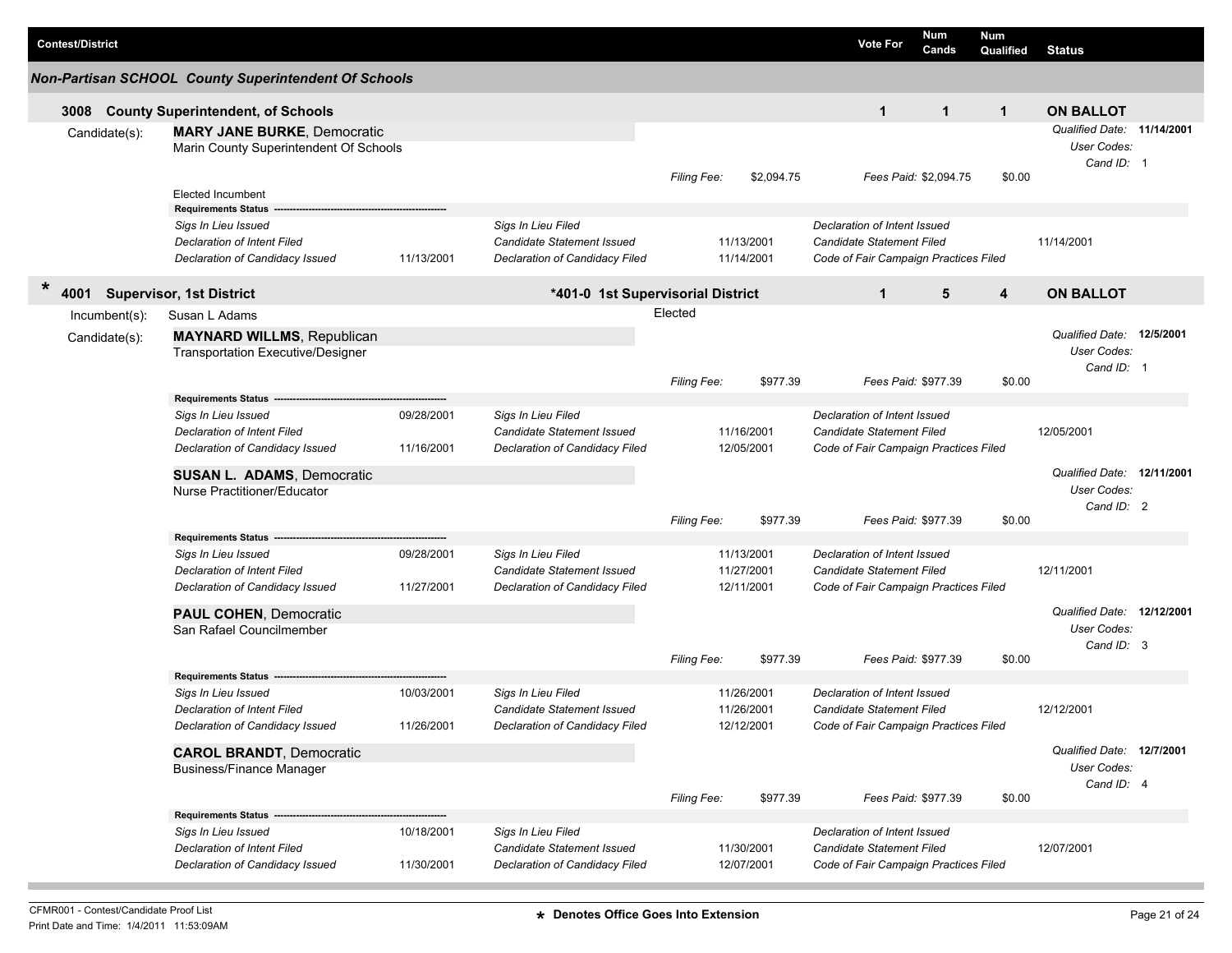| Contest/District | Vote For | Num Cands | Num Qualified | Status |
|---|---|---|---|---|

## Non-Partisan SCHOOL County Superintendent Of Schools

### 3008 County Superintendent, of Schools

| Vote For | Num Cands | Num Qualified | Status |
|---|---|---|---|
| 1 | 1 | 1 | ON BALLOT |

Candidate(s):

**MARY JANE BURKE**, Democratic
Marin County Superintendent Of Schools

*Qualified Date:* **11/14/2001**
*User Codes:*
*Cand ID:* 1

*Filing Fee:* $2,094.75 — *Fees Paid:* $2,094.75 — $0.00

Elected Incumbent

**Requirements Status**

| | | | | | |
|---|---|---|---|---|---|
| *Sigs In Lieu Issued* | | *Sigs In Lieu Filed* | | *Declaration of Intent Issued* | |
| *Declaration of Intent Filed* | | *Candidate Statement Issued* | 11/13/2001 | *Candidate Statement Filed* | 11/14/2001 |
| *Declaration of Candidacy Issued* | 11/13/2001 | *Declaration of Candidacy Filed* | 11/14/2001 | *Code of Fair Campaign Practices Filed* | |

### * 4001 Supervisor, 1st District — *401-0 1st Supervisorial District

| Vote For | Num Cands | Num Qualified | Status |
|---|---|---|---|
| 1 | 5 | 4 | ON BALLOT |

Incumbent(s): Susan L Adams — Elected

Candidate(s):

**MAYNARD WILLMS**, Republican
Transportation Executive/Designer

*Qualified Date:* **12/5/2001**
*User Codes:*
*Cand ID:* 1

*Filing Fee:* $977.39 — *Fees Paid:* $977.39 — $0.00

**Requirements Status**

| | | | | | |
|---|---|---|---|---|---|
| *Sigs In Lieu Issued* | 09/28/2001 | *Sigs In Lieu Filed* | | *Declaration of Intent Issued* | |
| *Declaration of Intent Filed* | | *Candidate Statement Issued* | 11/16/2001 | *Candidate Statement Filed* | 12/05/2001 |
| *Declaration of Candidacy Issued* | 11/16/2001 | *Declaration of Candidacy Filed* | 12/05/2001 | *Code of Fair Campaign Practices Filed* | |

**SUSAN L. ADAMS**, Democratic
Nurse Practitioner/Educator

*Qualified Date:* **12/11/2001**
*User Codes:*
*Cand ID:* 2

*Filing Fee:* $977.39 — *Fees Paid:* $977.39 — $0.00

**Requirements Status**

| | | | | | |
|---|---|---|---|---|---|
| *Sigs In Lieu Issued* | 09/28/2001 | *Sigs In Lieu Filed* | 11/13/2001 | *Declaration of Intent Issued* | |
| *Declaration of Intent Filed* | | *Candidate Statement Issued* | 11/27/2001 | *Candidate Statement Filed* | 12/11/2001 |
| *Declaration of Candidacy Issued* | 11/27/2001 | *Declaration of Candidacy Filed* | 12/11/2001 | *Code of Fair Campaign Practices Filed* | |

**PAUL COHEN**, Democratic
San Rafael Councilmember

*Qualified Date:* **12/12/2001**
*User Codes:*
*Cand ID:* 3

*Filing Fee:* $977.39 — *Fees Paid:* $977.39 — $0.00

**Requirements Status**

| | | | | | |
|---|---|---|---|---|---|
| *Sigs In Lieu Issued* | 10/03/2001 | *Sigs In Lieu Filed* | 11/26/2001 | *Declaration of Intent Issued* | |
| *Declaration of Intent Filed* | | *Candidate Statement Issued* | 11/26/2001 | *Candidate Statement Filed* | 12/12/2001 |
| *Declaration of Candidacy Issued* | 11/26/2001 | *Declaration of Candidacy Filed* | 12/12/2001 | *Code of Fair Campaign Practices Filed* | |

**CAROL BRANDT**, Democratic
Business/Finance Manager

*Qualified Date:* **12/7/2001**
*User Codes:*
*Cand ID:* 4

*Filing Fee:* $977.39 — *Fees Paid:* $977.39 — $0.00

**Requirements Status**

| | | | | | |
|---|---|---|---|---|---|
| *Sigs In Lieu Issued* | 10/18/2001 | *Sigs In Lieu Filed* | | *Declaration of Intent Issued* | |
| *Declaration of Intent Filed* | | *Candidate Statement Issued* | 11/30/2001 | *Candidate Statement Filed* | 12/07/2001 |
| *Declaration of Candidacy Issued* | 11/30/2001 | *Declaration of Candidacy Filed* | 12/07/2001 | *Code of Fair Campaign Practices Filed* | |

CFMR001 - Contest/Candidate Proof List
Print Date and Time: 1/4/2011 11:53:09AM

\* Denotes Office Goes Into Extension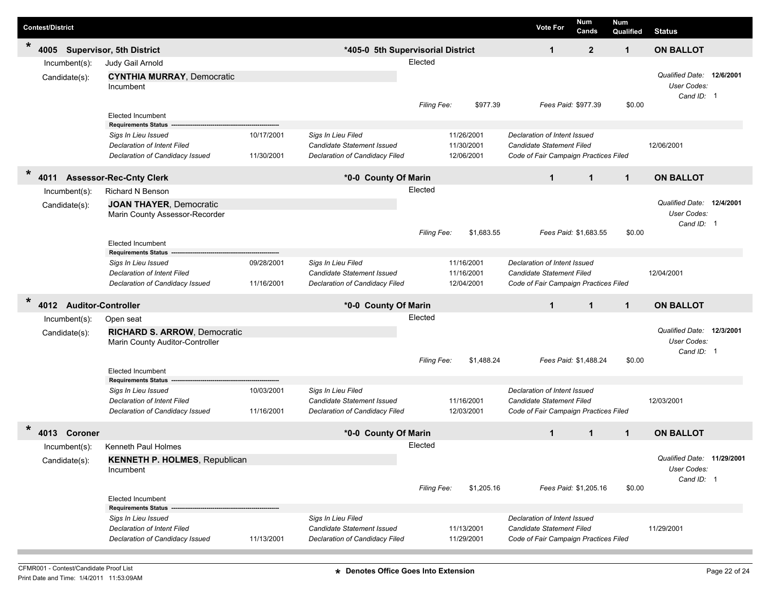| Contest/District | | Vote For | Num Cands | Num Qualified | Status |
|---|---|---|---|---|---|
| * 4005 Supervisor, 5th District | *405-0 5th Supervisorial District | 1 | 2 | 1 | ON BALLOT |

Incumbent(s): Judy Gail Arnold — Elected

Candidate(s): **CYNTHIA MURRAY**, Democratic
Incumbent

*Qualified Date:* **12/6/2001**
*User Codes:*
*Cand ID:* 1

*Filing Fee:* $977.39 — *Fees Paid:* $977.39 — $0.00

Elected Incumbent

**Requirements Status**

| | | | | | |
|---|---|---|---|---|---|
| *Sigs In Lieu Issued* | 10/17/2001 | *Sigs In Lieu Filed* | 11/26/2001 | *Declaration of Intent Issued* | |
| *Declaration of Intent Filed* | | *Candidate Statement Issued* | 11/30/2001 | *Candidate Statement Filed* | 12/06/2001 |
| *Declaration of Candidacy Issued* | 11/30/2001 | *Declaration of Candidacy Filed* | 12/06/2001 | *Code of Fair Campaign Practices Filed* | |

| Contest/District | | Vote For | Num Cands | Num Qualified | Status |
|---|---|---|---|---|---|
| * 4011 Assessor-Rec-Cnty Clerk | *0-0 County Of Marin | 1 | 1 | 1 | ON BALLOT |

Incumbent(s): Richard N Benson — Elected

Candidate(s): **JOAN THAYER**, Democratic
Marin County Assessor-Recorder

*Qualified Date:* **12/4/2001**
*User Codes:*
*Cand ID:* 1

*Filing Fee:* $1,683.55 — *Fees Paid:* $1,683.55 — $0.00

Elected Incumbent

**Requirements Status**

| | | | | | |
|---|---|---|---|---|---|
| *Sigs In Lieu Issued* | 09/28/2001 | *Sigs In Lieu Filed* | 11/16/2001 | *Declaration of Intent Issued* | |
| *Declaration of Intent Filed* | | *Candidate Statement Issued* | 11/16/2001 | *Candidate Statement Filed* | 12/04/2001 |
| *Declaration of Candidacy Issued* | 11/16/2001 | *Declaration of Candidacy Filed* | 12/04/2001 | *Code of Fair Campaign Practices Filed* | |

| Contest/District | | Vote For | Num Cands | Num Qualified | Status |
|---|---|---|---|---|---|
| * 4012 Auditor-Controller | *0-0 County Of Marin | 1 | 1 | 1 | ON BALLOT |

Incumbent(s): Open seat — Elected

Candidate(s): **RICHARD S. ARROW**, Democratic
Marin County Auditor-Controller

*Qualified Date:* **12/3/2001**
*User Codes:*
*Cand ID:* 1

*Filing Fee:* $1,488.24 — *Fees Paid:* $1,488.24 — $0.00

Elected Incumbent

**Requirements Status**

| | | | | | |
|---|---|---|---|---|---|
| *Sigs In Lieu Issued* | 10/03/2001 | *Sigs In Lieu Filed* | | *Declaration of Intent Issued* | |
| *Declaration of Intent Filed* | | *Candidate Statement Issued* | 11/16/2001 | *Candidate Statement Filed* | 12/03/2001 |
| *Declaration of Candidacy Issued* | 11/16/2001 | *Declaration of Candidacy Filed* | 12/03/2001 | *Code of Fair Campaign Practices Filed* | |

| Contest/District | | Vote For | Num Cands | Num Qualified | Status |
|---|---|---|---|---|---|
| * 4013 Coroner | *0-0 County Of Marin | 1 | 1 | 1 | ON BALLOT |

Incumbent(s): Kenneth Paul Holmes — Elected

Candidate(s): **KENNETH P. HOLMES**, Republican
Incumbent

*Qualified Date:* **11/29/2001**
*User Codes:*
*Cand ID:* 1

*Filing Fee:* $1,205.16 — *Fees Paid:* $1,205.16 — $0.00

Elected Incumbent

**Requirements Status**

| | | | | | |
|---|---|---|---|---|---|
| *Sigs In Lieu Issued* | | *Sigs In Lieu Filed* | | *Declaration of Intent Issued* | |
| *Declaration of Intent Filed* | | *Candidate Statement Issued* | 11/13/2001 | *Candidate Statement Filed* | 11/29/2001 |
| *Declaration of Candidacy Issued* | 11/13/2001 | *Declaration of Candidacy Filed* | 11/29/2001 | *Code of Fair Campaign Practices Filed* | |

CFMR001 - Contest/Candidate Proof List
Print Date and Time: 1/4/2011 11:53:09AM

\* Denotes Office Goes Into Extension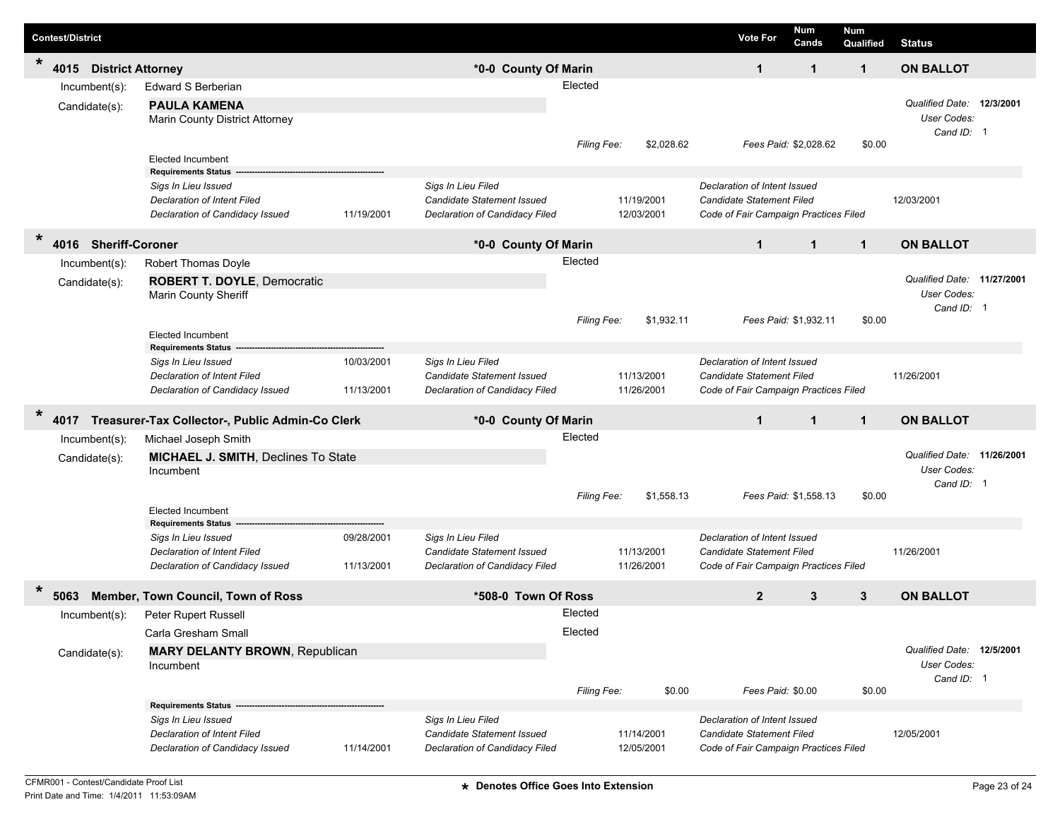| Contest/District | | Vote For | Num Cands | Num Qualified | Status |
|---|---|---|---|---|---|
| * 4015 District Attorney | *0-0 County Of Marin | 1 | 1 | 1 | ON BALLOT |

Incumbent(s): Edward S Berberian — Elected

Candidate(s): **PAULA KAMENA**
Marin County District Attorney

*Qualified Date:* 12/3/2001
*User Codes:*
*Cand ID:* 1

*Filing Fee:* $2,028.62 *Fees Paid:* $2,028.62 $0.00

Elected Incumbent

**Requirements Status**

| | | | | | |
|---|---|---|---|---|---|
| *Sigs In Lieu Issued* | | *Sigs In Lieu Filed* | | *Declaration of Intent Issued* | |
| *Declaration of Intent Filed* | | *Candidate Statement Issued* | 11/19/2001 | *Candidate Statement Filed* | 12/03/2001 |
| *Declaration of Candidacy Issued* | 11/19/2001 | *Declaration of Candidacy Filed* | 12/03/2001 | *Code of Fair Campaign Practices Filed* | |

| Contest/District | | Vote For | Num Cands | Num Qualified | Status |
|---|---|---|---|---|---|
| * 4016 Sheriff-Coroner | *0-0 County Of Marin | 1 | 1 | 1 | ON BALLOT |

Incumbent(s): Robert Thomas Doyle — Elected

Candidate(s): **ROBERT T. DOYLE**, Democratic
Marin County Sheriff

*Qualified Date:* 11/27/2001
*User Codes:*
*Cand ID:* 1

*Filing Fee:* $1,932.11 *Fees Paid:* $1,932.11 $0.00

Elected Incumbent

**Requirements Status**

| | | | | | |
|---|---|---|---|---|---|
| *Sigs In Lieu Issued* | 10/03/2001 | *Sigs In Lieu Filed* | | *Declaration of Intent Issued* | |
| *Declaration of Intent Filed* | | *Candidate Statement Issued* | 11/13/2001 | *Candidate Statement Filed* | 11/26/2001 |
| *Declaration of Candidacy Issued* | 11/13/2001 | *Declaration of Candidacy Filed* | 11/26/2001 | *Code of Fair Campaign Practices Filed* | |

| Contest/District | | Vote For | Num Cands | Num Qualified | Status |
|---|---|---|---|---|---|
| * 4017 Treasurer-Tax Collector-, Public Admin-Co Clerk | *0-0 County Of Marin | 1 | 1 | 1 | ON BALLOT |

Incumbent(s): Michael Joseph Smith — Elected

Candidate(s): **MICHAEL J. SMITH**, Declines To State
Incumbent

*Qualified Date:* 11/26/2001
*User Codes:*
*Cand ID:* 1

*Filing Fee:* $1,558.13 *Fees Paid:* $1,558.13 $0.00

Elected Incumbent

**Requirements Status**

| | | | | | |
|---|---|---|---|---|---|
| *Sigs In Lieu Issued* | 09/28/2001 | *Sigs In Lieu Filed* | | *Declaration of Intent Issued* | |
| *Declaration of Intent Filed* | | *Candidate Statement Issued* | 11/13/2001 | *Candidate Statement Filed* | 11/26/2001 |
| *Declaration of Candidacy Issued* | 11/13/2001 | *Declaration of Candidacy Filed* | 11/26/2001 | *Code of Fair Campaign Practices Filed* | |

| Contest/District | | Vote For | Num Cands | Num Qualified | Status |
|---|---|---|---|---|---|
| * 5063 Member, Town Council, Town of Ross | *508-0 Town Of Ross | 2 | 3 | 3 | ON BALLOT |

Incumbent(s): Peter Rupert Russell — Elected
Carla Gresham Small — Elected

Candidate(s): **MARY DELANTY BROWN**, Republican
Incumbent

*Qualified Date:* 12/5/2001
*User Codes:*
*Cand ID:* 1

*Filing Fee:* $0.00 *Fees Paid:* $0.00 $0.00

**Requirements Status**

| | | | | | |
|---|---|---|---|---|---|
| *Sigs In Lieu Issued* | | *Sigs In Lieu Filed* | | *Declaration of Intent Issued* | |
| *Declaration of Intent Filed* | | *Candidate Statement Issued* | 11/14/2001 | *Candidate Statement Filed* | 12/05/2001 |
| *Declaration of Candidacy Issued* | 11/14/2001 | *Declaration of Candidacy Filed* | 12/05/2001 | *Code of Fair Campaign Practices Filed* | |

CFMR001 - Contest/Candidate Proof List
Print Date and Time: 1/4/2011 11:53:09AM

* Denotes Office Goes Into Extension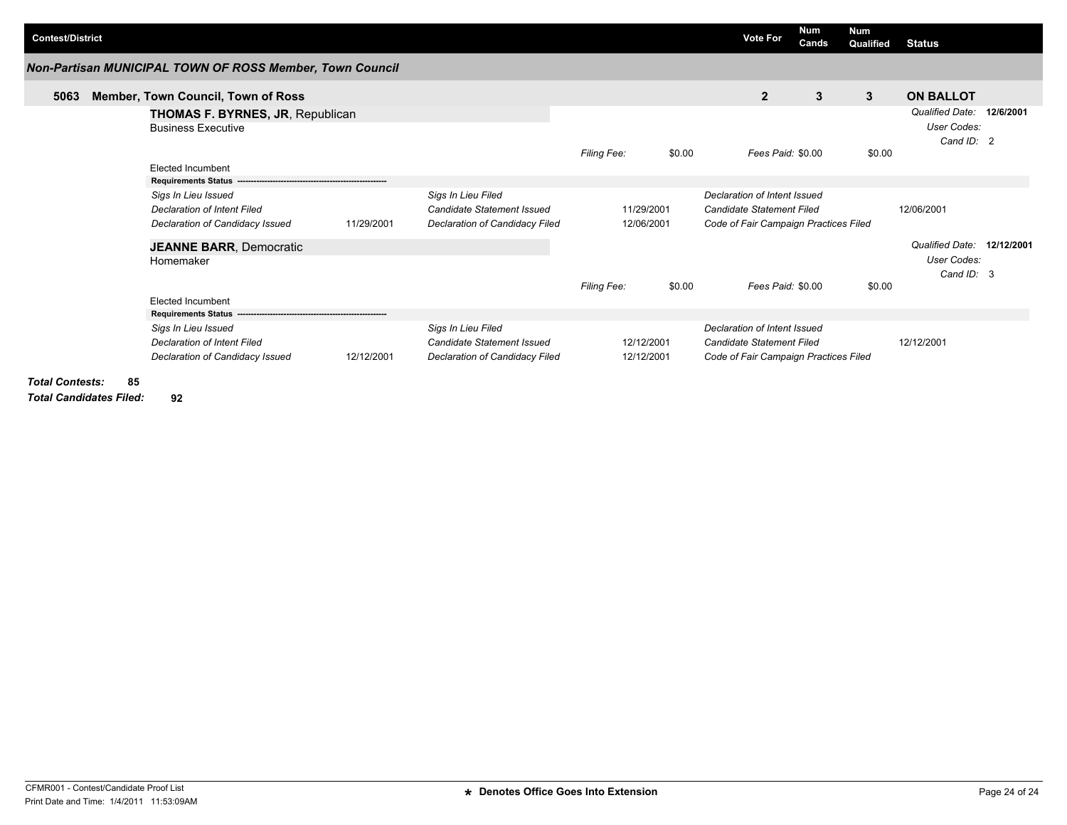| Contest/District | Vote For | Num Cands | Num Qualified | Status |
|---|---|---|---|---|

## Non-Partisan MUNICIPAL TOWN OF ROSS Member, Town Council

| Contest/District | Vote For | Num Cands | Num Qualified | Status |
|---|---|---|---|---|
| **5063 Member, Town Council, Town of Ross** | **2** | **3** | **3** | **ON BALLOT** |

**THOMAS F. BYRNES, JR**, Republican
Business Executive

*Qualified Date:* **12/6/2001**
*User Codes:*
*Cand ID:* 2

*Filing Fee:* $0.00 *Fees Paid:* $0.00 $0.00

Elected Incumbent

**Requirements Status**

| | | | | | |
|---|---|---|---|---|---|
| *Sigs In Lieu Issued* | | *Sigs In Lieu Filed* | | *Declaration of Intent Issued* | |
| *Declaration of Intent Filed* | | *Candidate Statement Issued* | 11/29/2001 | *Candidate Statement Filed* | 12/06/2001 |
| *Declaration of Candidacy Issued* | 11/29/2001 | *Declaration of Candidacy Filed* | 12/06/2001 | *Code of Fair Campaign Practices Filed* | |

**JEANNE BARR**, Democratic
Homemaker

*Qualified Date:* **12/12/2001**
*User Codes:*
*Cand ID:* 3

*Filing Fee:* $0.00 *Fees Paid:* $0.00 $0.00

Elected Incumbent

**Requirements Status**

| | | | | | |
|---|---|---|---|---|---|
| *Sigs In Lieu Issued* | | *Sigs In Lieu Filed* | | *Declaration of Intent Issued* | |
| *Declaration of Intent Filed* | | *Candidate Statement Issued* | 12/12/2001 | *Candidate Statement Filed* | 12/12/2001 |
| *Declaration of Candidacy Issued* | 12/12/2001 | *Declaration of Candidacy Filed* | 12/12/2001 | *Code of Fair Campaign Practices Filed* | |

***Total Contests:*** **85**
***Total Candidates Filed:*** **92**

CFMR001 - Contest/Candidate Proof List
Print Date and Time: 1/4/2011 11:53:09AM

**\* Denotes Office Goes Into Extension**